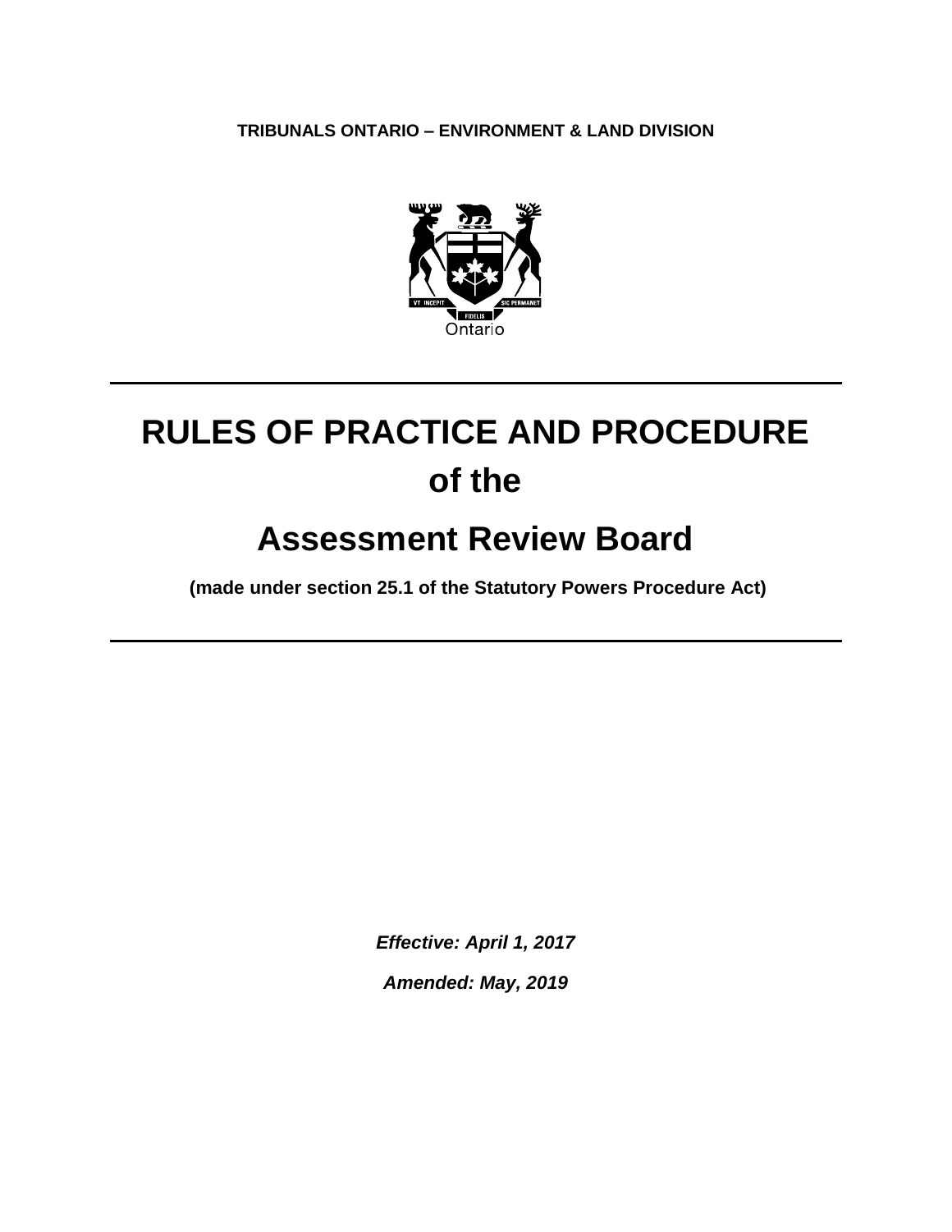**TRIBUNALS ONTARIO – ENVIRONMENT & LAND DIVISION**

# RULES OF PRACTICE AND PROCEDURE of the

# Assessment Review Board

**(made under section 25.1 of the Statutory Powers Procedure Act)**

***Effective: April 1, 2017***

***Amended: May, 2019***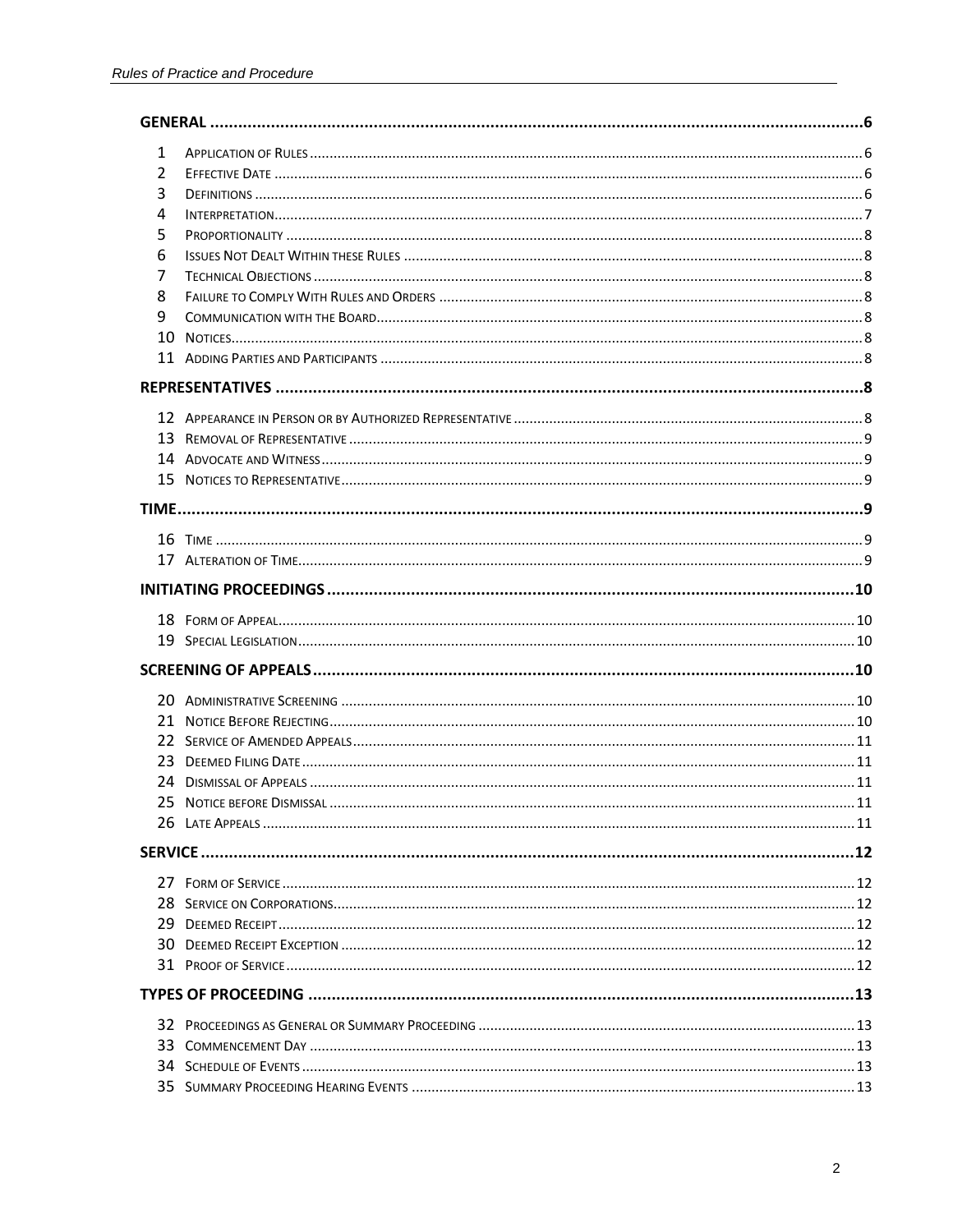| | | |
|---|---|---|
| **GENERAL** | | **6** |
| 1 | Application of Rules | 6 |
| 2 | Effective Date | 6 |
| 3 | Definitions | 6 |
| 4 | Interpretation | 7 |
| 5 | Proportionality | 8 |
| 6 | Issues Not Dealt Within these Rules | 8 |
| 7 | Technical Objections | 8 |
| 8 | Failure to Comply With Rules and Orders | 8 |
| 9 | Communication with the Board | 8 |
| 10 | Notices | 8 |
| 11 | Adding Parties and Participants | 8 |
| **REPRESENTATIVES** | | **8** |
| 12 | Appearance in Person or by Authorized Representative | 8 |
| 13 | Removal of Representative | 9 |
| 14 | Advocate and Witness | 9 |
| 15 | Notices to Representative | 9 |
| **TIME** | | **9** |
| 16 | Time | 9 |
| 17 | Alteration of Time | 9 |
| **INITIATING PROCEEDINGS** | | **10** |
| 18 | Form of Appeal | 10 |
| 19 | Special Legislation | 10 |
| **SCREENING OF APPEALS** | | **10** |
| 20 | Administrative Screening | 10 |
| 21 | Notice Before Rejecting | 10 |
| 22 | Service of Amended Appeals | 11 |
| 23 | Deemed Filing Date | 11 |
| 24 | Dismissal of Appeals | 11 |
| 25 | Notice before Dismissal | 11 |
| 26 | Late Appeals | 11 |
| **SERVICE** | | **12** |
| 27 | Form of Service | 12 |
| 28 | Service on Corporations | 12 |
| 29 | Deemed Receipt | 12 |
| 30 | Deemed Receipt Exception | 12 |
| 31 | Proof of Service | 12 |
| **TYPES OF PROCEEDING** | | **13** |
| 32 | Proceedings as General or Summary Proceeding | 13 |
| 33 | Commencement Day | 13 |
| 34 | Schedule of Events | 13 |
| 35 | Summary Proceeding Hearing Events | 13 |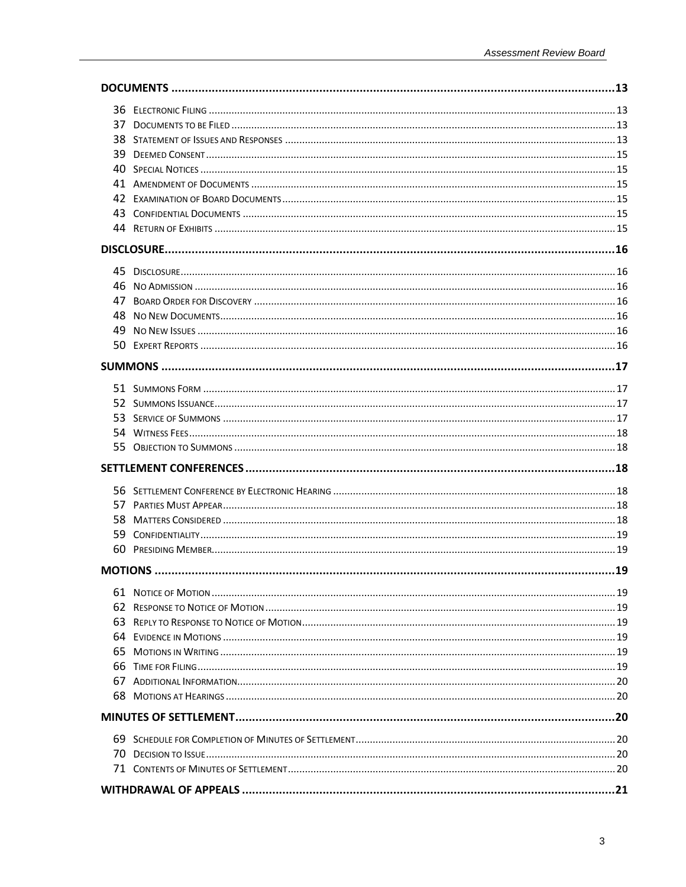**DOCUMENTS .......... 13**

36 ELECTRONIC FILING .......... 13
37 DOCUMENTS TO BE FILED .......... 13
38 STATEMENT OF ISSUES AND RESPONSES .......... 13
39 DEEMED CONSENT .......... 15
40 SPECIAL NOTICES .......... 15
41 AMENDMENT OF DOCUMENTS .......... 15
42 EXAMINATION OF BOARD DOCUMENTS .......... 15
43 CONFIDENTIAL DOCUMENTS .......... 15
44 RETURN OF EXHIBITS .......... 15

**DISCLOSURE .......... 16**

45 DISCLOSURE .......... 16
46 NO ADMISSION .......... 16
47 BOARD ORDER FOR DISCOVERY .......... 16
48 NO NEW DOCUMENTS .......... 16
49 NO NEW ISSUES .......... 16
50 EXPERT REPORTS .......... 16

**SUMMONS .......... 17**

51 SUMMONS FORM .......... 17
52 SUMMONS ISSUANCE .......... 17
53 SERVICE OF SUMMONS .......... 17
54 WITNESS FEES .......... 18
55 OBJECTION TO SUMMONS .......... 18

**SETTLEMENT CONFERENCES .......... 18**

56 SETTLEMENT CONFERENCE BY ELECTRONIC HEARING .......... 18
57 PARTIES MUST APPEAR .......... 18
58 MATTERS CONSIDERED .......... 18
59 CONFIDENTIALITY .......... 19
60 PRESIDING MEMBER .......... 19

**MOTIONS .......... 19**

61 NOTICE OF MOTION .......... 19
62 RESPONSE TO NOTICE OF MOTION .......... 19
63 REPLY TO RESPONSE TO NOTICE OF MOTION .......... 19
64 EVIDENCE IN MOTIONS .......... 19
65 MOTIONS IN WRITING .......... 19
66 TIME FOR FILING .......... 19
67 ADDITIONAL INFORMATION .......... 20
68 MOTIONS AT HEARINGS .......... 20

**MINUTES OF SETTLEMENT .......... 20**

69 SCHEDULE FOR COMPLETION OF MINUTES OF SETTLEMENT .......... 20
70 DECISION TO ISSUE .......... 20
71 CONTENTS OF MINUTES OF SETTLEMENT .......... 20

**WITHDRAWAL OF APPEALS .......... 21**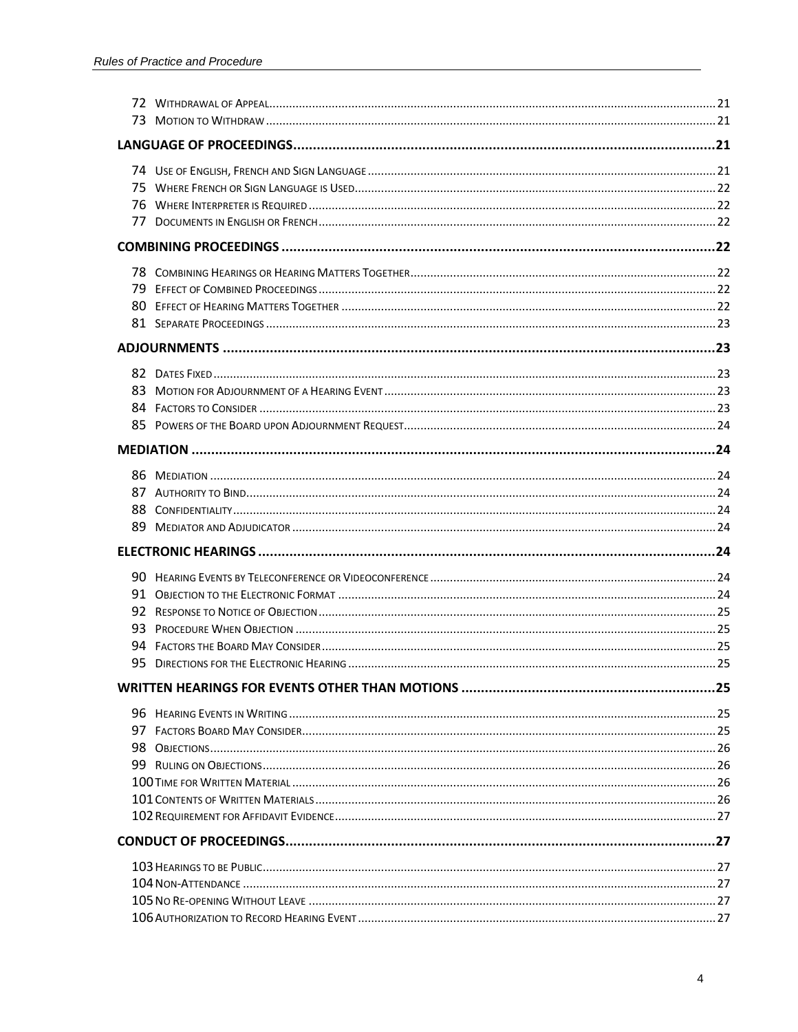72 Withdrawal of Appeal ..... 21
73 Motion to Withdraw ..... 21

**LANGUAGE OF PROCEEDINGS ..... 21**

74 Use of English, French and Sign Language ..... 21
75 Where French or Sign Language is Used ..... 22
76 Where Interpreter is Required ..... 22
77 Documents in English or French ..... 22

**COMBINING PROCEEDINGS ..... 22**

78 Combining Hearings or Hearing Matters Together ..... 22
79 Effect of Combined Proceedings ..... 22
80 Effect of Hearing Matters Together ..... 22
81 Separate Proceedings ..... 23

**ADJOURNMENTS ..... 23**

82 Dates Fixed ..... 23
83 Motion for Adjournment of a Hearing Event ..... 23
84 Factors to Consider ..... 23
85 Powers of the Board upon Adjournment Request ..... 24

**MEDIATION ..... 24**

86 Mediation ..... 24
87 Authority to Bind ..... 24
88 Confidentiality ..... 24
89 Mediator and Adjudicator ..... 24

**ELECTRONIC HEARINGS ..... 24**

90 Hearing Events by Teleconference or Videoconference ..... 24
91 Objection to the Electronic Format ..... 24
92 Response to Notice of Objection ..... 25
93 Procedure When Objection ..... 25
94 Factors the Board May Consider ..... 25
95 Directions for the Electronic Hearing ..... 25

**WRITTEN HEARINGS FOR EVENTS OTHER THAN MOTIONS ..... 25**

96 Hearing Events in Writing ..... 25
97 Factors Board May Consider ..... 25
98 Objections ..... 26
99 Ruling on Objections ..... 26
100 Time for Written Material ..... 26
101 Contents of Written Materials ..... 26
102 Requirement for Affidavit Evidence ..... 27

**CONDUCT OF PROCEEDINGS ..... 27**

103 Hearings to be Public ..... 27
104 Non-Attendance ..... 27
105 No Re-opening Without Leave ..... 27
106 Authorization to Record Hearing Event ..... 27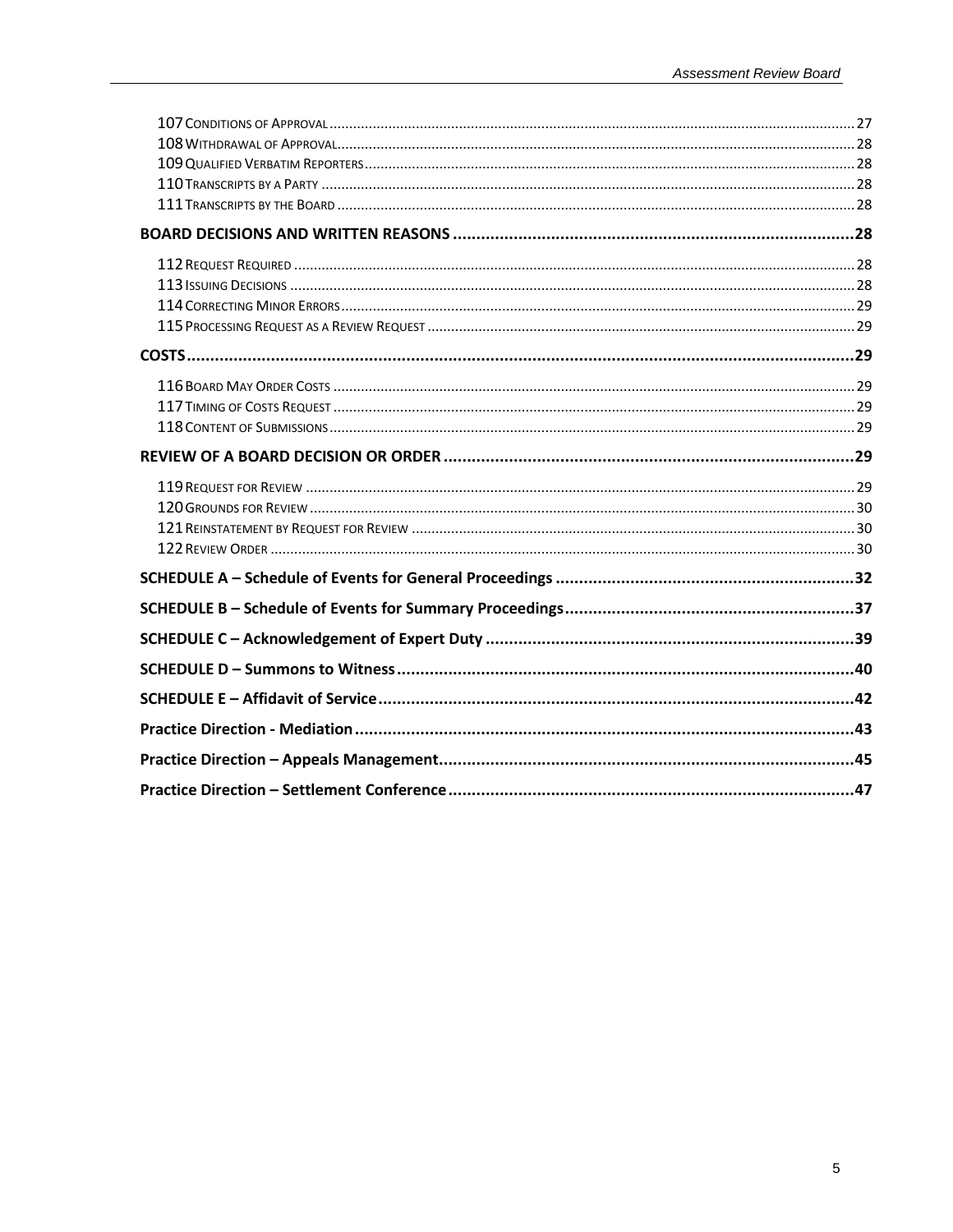107 Conditions of Approval ..... 27
108 Withdrawal of Approval ..... 28
109 Qualified Verbatim Reporters ..... 28
110 Transcripts by a Party ..... 28
111 Transcripts by the Board ..... 28

**BOARD DECISIONS AND WRITTEN REASONS ..... 28**

112 Request Required ..... 28
113 Issuing Decisions ..... 28
114 Correcting Minor Errors ..... 29
115 Processing Request as a Review Request ..... 29

**COSTS ..... 29**

116 Board May Order Costs ..... 29
117 Timing of Costs Request ..... 29
118 Content of Submissions ..... 29

**REVIEW OF A BOARD DECISION OR ORDER ..... 29**

119 Request for Review ..... 29
120 Grounds for Review ..... 30
121 Reinstatement by Request for Review ..... 30
122 Review Order ..... 30

**SCHEDULE A – Schedule of Events for General Proceedings ..... 32**

**SCHEDULE B – Schedule of Events for Summary Proceedings ..... 37**

**SCHEDULE C – Acknowledgement of Expert Duty ..... 39**

**SCHEDULE D – Summons to Witness ..... 40**

**SCHEDULE E – Affidavit of Service ..... 42**

**Practice Direction - Mediation ..... 43**

**Practice Direction – Appeals Management ..... 45**

**Practice Direction – Settlement Conference ..... 47**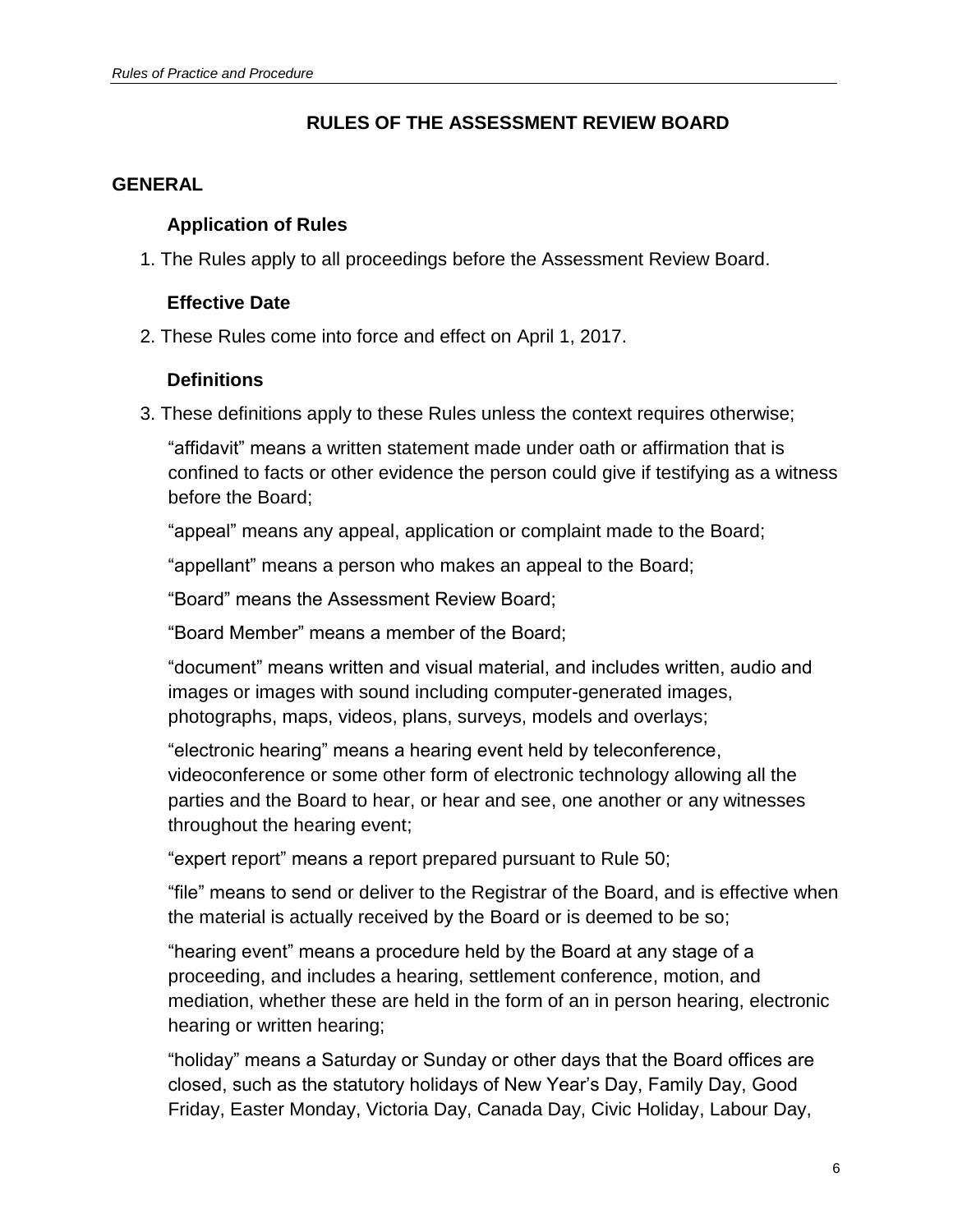## RULES OF THE ASSESSMENT REVIEW BOARD

### GENERAL

#### Application of Rules

1. The Rules apply to all proceedings before the Assessment Review Board.

#### Effective Date

2. These Rules come into force and effect on April 1, 2017.

#### Definitions

3. These definitions apply to these Rules unless the context requires otherwise;

"affidavit" means a written statement made under oath or affirmation that is confined to facts or other evidence the person could give if testifying as a witness before the Board;

"appeal" means any appeal, application or complaint made to the Board;

"appellant" means a person who makes an appeal to the Board;

"Board" means the Assessment Review Board;

"Board Member" means a member of the Board;

"document" means written and visual material, and includes written, audio and images or images with sound including computer-generated images, photographs, maps, videos, plans, surveys, models and overlays;

"electronic hearing" means a hearing event held by teleconference, videoconference or some other form of electronic technology allowing all the parties and the Board to hear, or hear and see, one another or any witnesses throughout the hearing event;

"expert report" means a report prepared pursuant to Rule 50;

"file" means to send or deliver to the Registrar of the Board, and is effective when the material is actually received by the Board or is deemed to be so;

"hearing event" means a procedure held by the Board at any stage of a proceeding, and includes a hearing, settlement conference, motion, and mediation, whether these are held in the form of an in person hearing, electronic hearing or written hearing;

"holiday" means a Saturday or Sunday or other days that the Board offices are closed, such as the statutory holidays of New Year's Day, Family Day, Good Friday, Easter Monday, Victoria Day, Canada Day, Civic Holiday, Labour Day,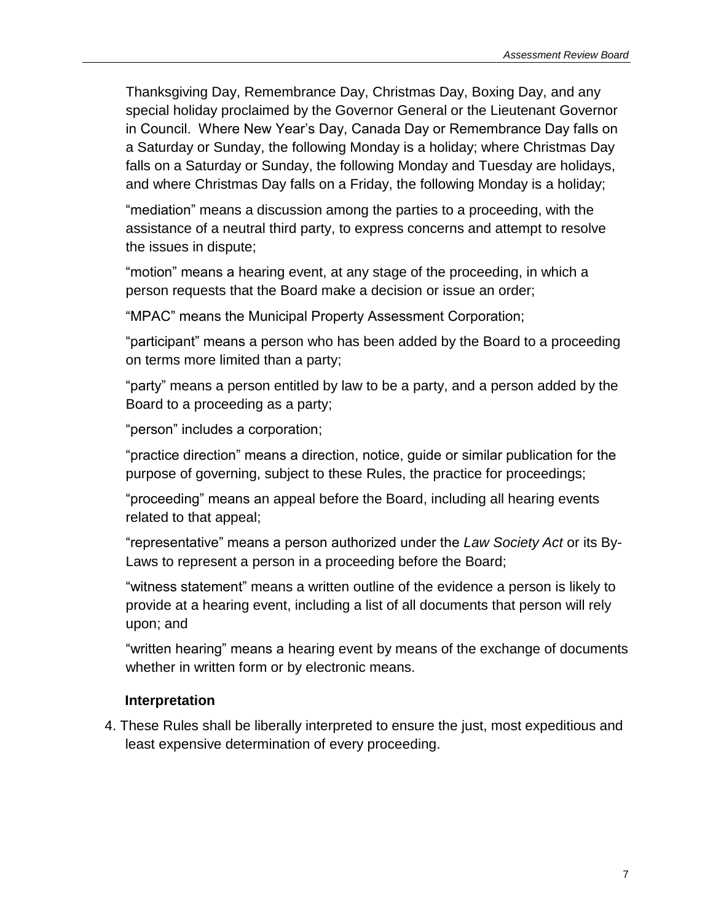Thanksgiving Day, Remembrance Day, Christmas Day, Boxing Day, and any special holiday proclaimed by the Governor General or the Lieutenant Governor in Council. Where New Year's Day, Canada Day or Remembrance Day falls on a Saturday or Sunday, the following Monday is a holiday; where Christmas Day falls on a Saturday or Sunday, the following Monday and Tuesday are holidays, and where Christmas Day falls on a Friday, the following Monday is a holiday;

"mediation" means a discussion among the parties to a proceeding, with the assistance of a neutral third party, to express concerns and attempt to resolve the issues in dispute;

"motion" means a hearing event, at any stage of the proceeding, in which a person requests that the Board make a decision or issue an order;

"MPAC" means the Municipal Property Assessment Corporation;

"participant" means a person who has been added by the Board to a proceeding on terms more limited than a party;

"party" means a person entitled by law to be a party, and a person added by the Board to a proceeding as a party;

"person" includes a corporation;

"practice direction" means a direction, notice, guide or similar publication for the purpose of governing, subject to these Rules, the practice for proceedings;

"proceeding" means an appeal before the Board, including all hearing events related to that appeal;

"representative" means a person authorized under the *Law Society Act* or its By-Laws to represent a person in a proceeding before the Board;

"witness statement" means a written outline of the evidence a person is likely to provide at a hearing event, including a list of all documents that person will rely upon; and

"written hearing" means a hearing event by means of the exchange of documents whether in written form or by electronic means.

### Interpretation

4. These Rules shall be liberally interpreted to ensure the just, most expeditious and least expensive determination of every proceeding.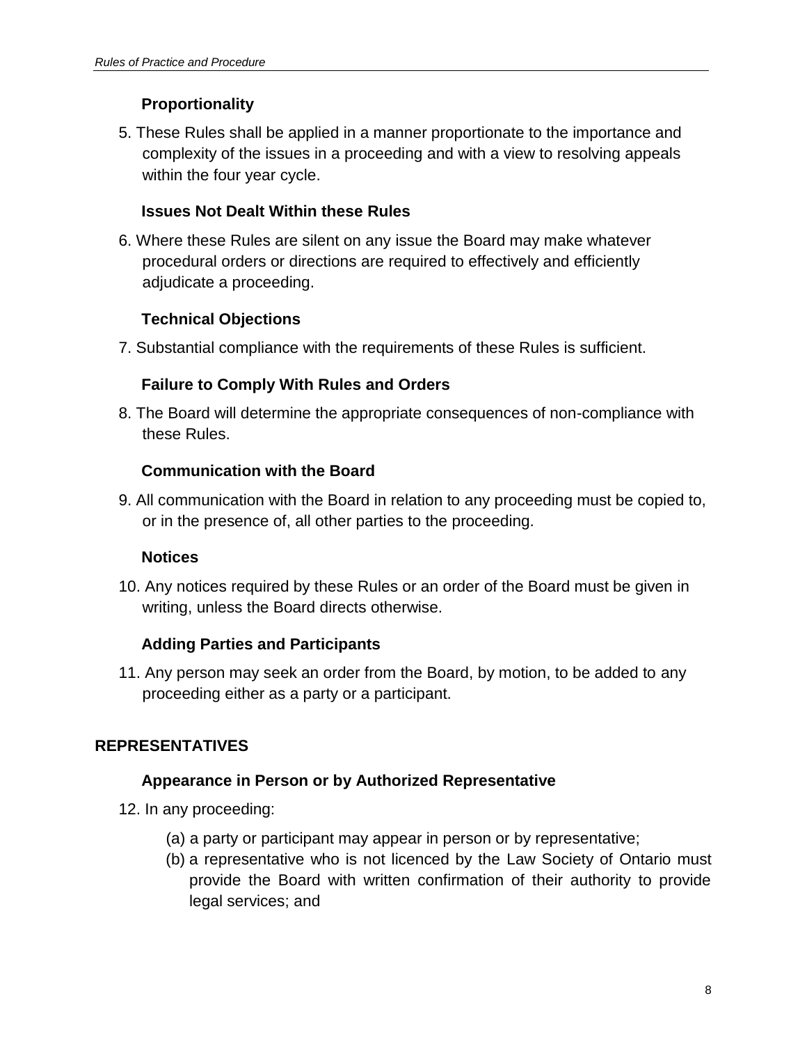### Proportionality

5. These Rules shall be applied in a manner proportionate to the importance and complexity of the issues in a proceeding and with a view to resolving appeals within the four year cycle.

### Issues Not Dealt Within these Rules

6. Where these Rules are silent on any issue the Board may make whatever procedural orders or directions are required to effectively and efficiently adjudicate a proceeding.

### Technical Objections

7. Substantial compliance with the requirements of these Rules is sufficient.

### Failure to Comply With Rules and Orders

8. The Board will determine the appropriate consequences of non-compliance with these Rules.

### Communication with the Board

9. All communication with the Board in relation to any proceeding must be copied to, or in the presence of, all other parties to the proceeding.

### Notices

10. Any notices required by these Rules or an order of the Board must be given in writing, unless the Board directs otherwise.

### Adding Parties and Participants

11. Any person may seek an order from the Board, by motion, to be added to any proceeding either as a party or a participant.

## REPRESENTATIVES

### Appearance in Person or by Authorized Representative

12. In any proceeding:

    (a) a party or participant may appear in person or by representative;

    (b) a representative who is not licenced by the Law Society of Ontario must provide the Board with written confirmation of their authority to provide legal services; and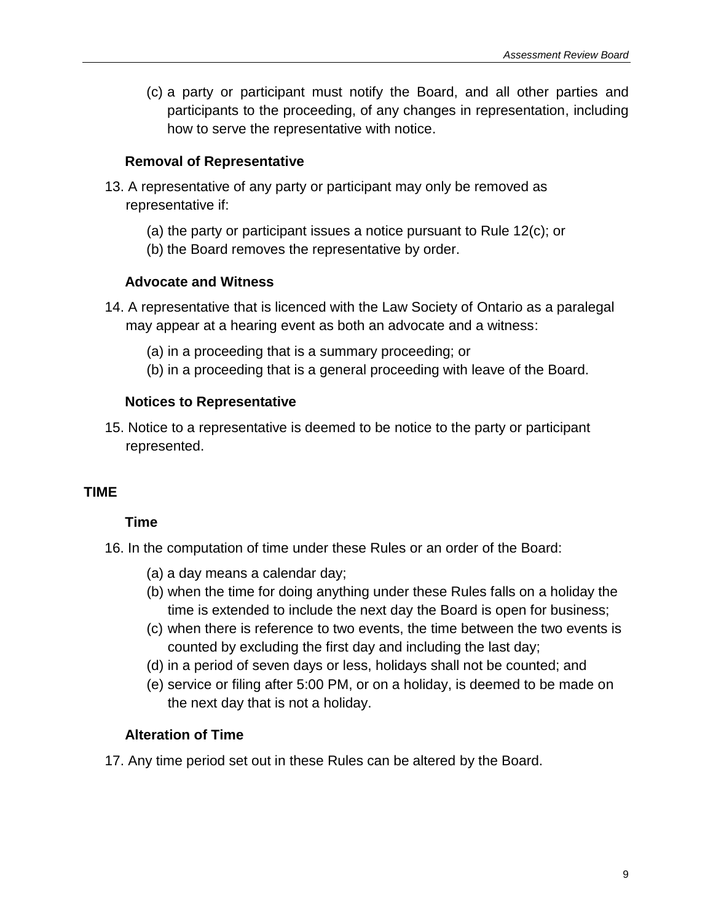(c) a party or participant must notify the Board, and all other parties and participants to the proceeding, of any changes in representation, including how to serve the representative with notice.

### Removal of Representative

13. A representative of any party or participant may only be removed as representative if:

    (a) the party or participant issues a notice pursuant to Rule 12(c); or
    (b) the Board removes the representative by order.

### Advocate and Witness

14. A representative that is licenced with the Law Society of Ontario as a paralegal may appear at a hearing event as both an advocate and a witness:

    (a) in a proceeding that is a summary proceeding; or
    (b) in a proceeding that is a general proceeding with leave of the Board.

### Notices to Representative

15. Notice to a representative is deemed to be notice to the party or participant represented.

## TIME

### Time

16. In the computation of time under these Rules or an order of the Board:

    (a) a day means a calendar day;
    (b) when the time for doing anything under these Rules falls on a holiday the time is extended to include the next day the Board is open for business;
    (c) when there is reference to two events, the time between the two events is counted by excluding the first day and including the last day;
    (d) in a period of seven days or less, holidays shall not be counted; and
    (e) service or filing after 5:00 PM, or on a holiday, is deemed to be made on the next day that is not a holiday.

### Alteration of Time

17. Any time period set out in these Rules can be altered by the Board.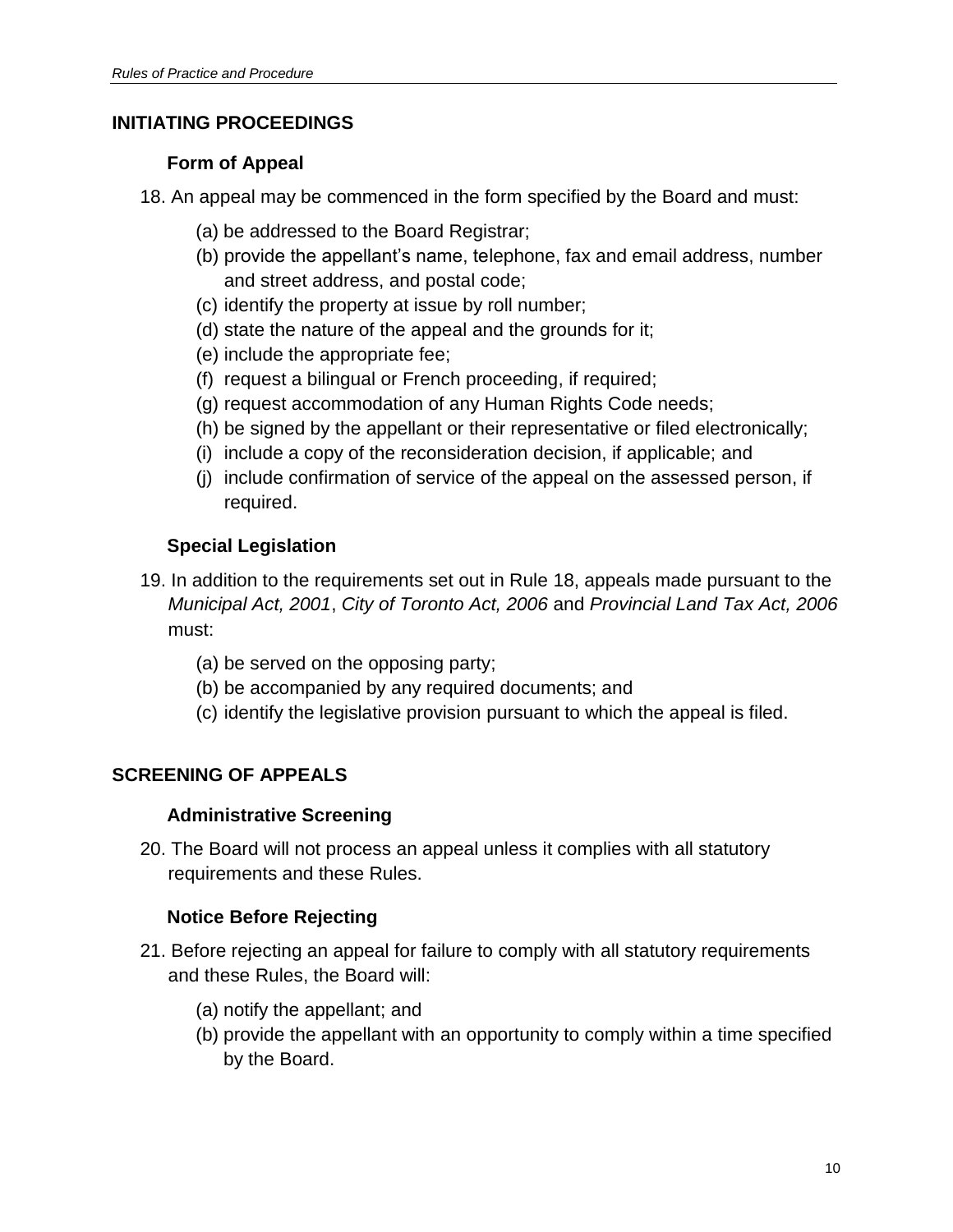## INITIATING PROCEEDINGS

### Form of Appeal

18. An appeal may be commenced in the form specified by the Board and must:

    (a) be addressed to the Board Registrar;
    (b) provide the appellant's name, telephone, fax and email address, number and street address, and postal code;
    (c) identify the property at issue by roll number;
    (d) state the nature of the appeal and the grounds for it;
    (e) include the appropriate fee;
    (f) request a bilingual or French proceeding, if required;
    (g) request accommodation of any Human Rights Code needs;
    (h) be signed by the appellant or their representative or filed electronically;
    (i) include a copy of the reconsideration decision, if applicable; and
    (j) include confirmation of service of the appeal on the assessed person, if required.

### Special Legislation

19. In addition to the requirements set out in Rule 18, appeals made pursuant to the *Municipal Act, 2001*, *City of Toronto Act, 2006* and *Provincial Land Tax Act, 2006* must:

    (a) be served on the opposing party;
    (b) be accompanied by any required documents; and
    (c) identify the legislative provision pursuant to which the appeal is filed.

## SCREENING OF APPEALS

### Administrative Screening

20. The Board will not process an appeal unless it complies with all statutory requirements and these Rules.

### Notice Before Rejecting

21. Before rejecting an appeal for failure to comply with all statutory requirements and these Rules, the Board will:

    (a) notify the appellant; and
    (b) provide the appellant with an opportunity to comply within a time specified by the Board.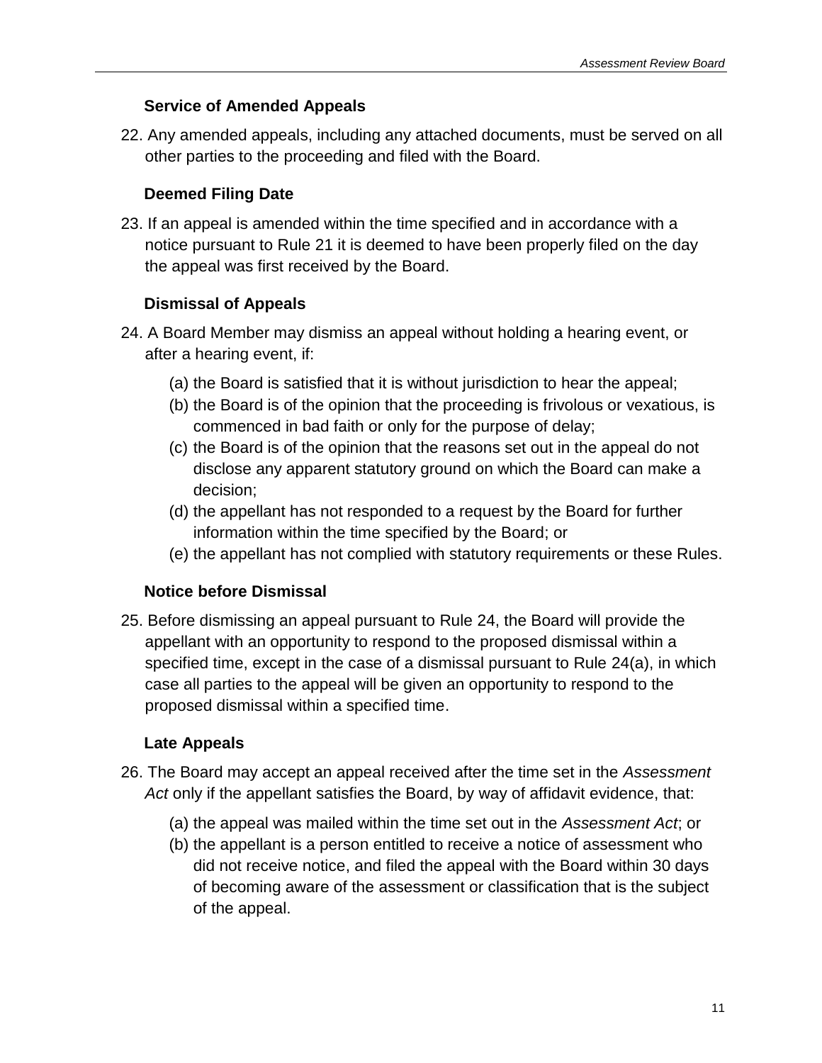### Service of Amended Appeals

22. Any amended appeals, including any attached documents, must be served on all other parties to the proceeding and filed with the Board.

### Deemed Filing Date

23. If an appeal is amended within the time specified and in accordance with a notice pursuant to Rule 21 it is deemed to have been properly filed on the day the appeal was first received by the Board.

### Dismissal of Appeals

24. A Board Member may dismiss an appeal without holding a hearing event, or after a hearing event, if:

    (a) the Board is satisfied that it is without jurisdiction to hear the appeal;
    (b) the Board is of the opinion that the proceeding is frivolous or vexatious, is commenced in bad faith or only for the purpose of delay;
    (c) the Board is of the opinion that the reasons set out in the appeal do not disclose any apparent statutory ground on which the Board can make a decision;
    (d) the appellant has not responded to a request by the Board for further information within the time specified by the Board; or
    (e) the appellant has not complied with statutory requirements or these Rules.

### Notice before Dismissal

25. Before dismissing an appeal pursuant to Rule 24, the Board will provide the appellant with an opportunity to respond to the proposed dismissal within a specified time, except in the case of a dismissal pursuant to Rule 24(a), in which case all parties to the appeal will be given an opportunity to respond to the proposed dismissal within a specified time.

### Late Appeals

26. The Board may accept an appeal received after the time set in the *Assessment Act* only if the appellant satisfies the Board, by way of affidavit evidence, that:

    (a) the appeal was mailed within the time set out in the *Assessment Act*; or
    (b) the appellant is a person entitled to receive a notice of assessment who did not receive notice, and filed the appeal with the Board within 30 days of becoming aware of the assessment or classification that is the subject of the appeal.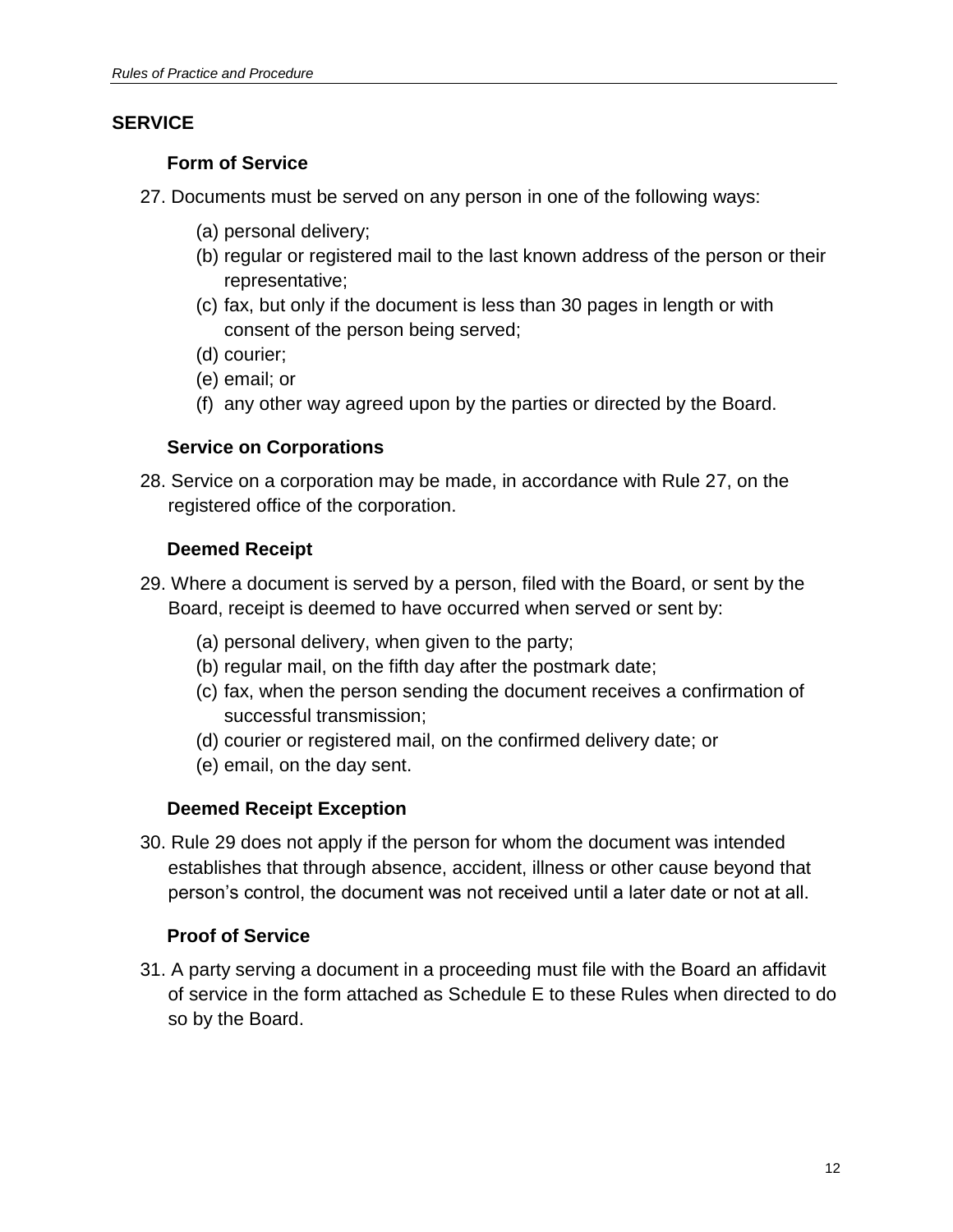## SERVICE

### Form of Service

27. Documents must be served on any person in one of the following ways:

    (a) personal delivery;
    (b) regular or registered mail to the last known address of the person or their representative;
    (c) fax, but only if the document is less than 30 pages in length or with consent of the person being served;
    (d) courier;
    (e) email; or
    (f) any other way agreed upon by the parties or directed by the Board.

### Service on Corporations

28. Service on a corporation may be made, in accordance with Rule 27, on the registered office of the corporation.

### Deemed Receipt

29. Where a document is served by a person, filed with the Board, or sent by the Board, receipt is deemed to have occurred when served or sent by:

    (a) personal delivery, when given to the party;
    (b) regular mail, on the fifth day after the postmark date;
    (c) fax, when the person sending the document receives a confirmation of successful transmission;
    (d) courier or registered mail, on the confirmed delivery date; or
    (e) email, on the day sent.

### Deemed Receipt Exception

30. Rule 29 does not apply if the person for whom the document was intended establishes that through absence, accident, illness or other cause beyond that person's control, the document was not received until a later date or not at all.

### Proof of Service

31. A party serving a document in a proceeding must file with the Board an affidavit of service in the form attached as Schedule E to these Rules when directed to do so by the Board.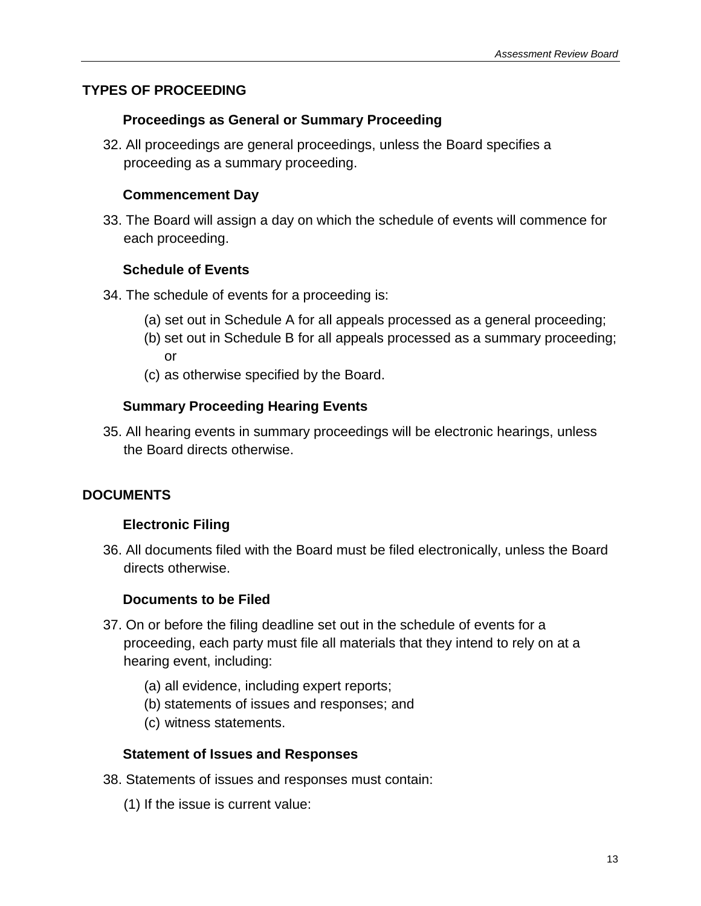## TYPES OF PROCEEDING

### Proceedings as General or Summary Proceeding

32. All proceedings are general proceedings, unless the Board specifies a proceeding as a summary proceeding.

### Commencement Day

33. The Board will assign a day on which the schedule of events will commence for each proceeding.

### Schedule of Events

34. The schedule of events for a proceeding is:

    (a) set out in Schedule A for all appeals processed as a general proceeding;
    (b) set out in Schedule B for all appeals processed as a summary proceeding; or
    (c) as otherwise specified by the Board.

### Summary Proceeding Hearing Events

35. All hearing events in summary proceedings will be electronic hearings, unless the Board directs otherwise.

## DOCUMENTS

### Electronic Filing

36. All documents filed with the Board must be filed electronically, unless the Board directs otherwise.

### Documents to be Filed

37. On or before the filing deadline set out in the schedule of events for a proceeding, each party must file all materials that they intend to rely on at a hearing event, including:

    (a) all evidence, including expert reports;
    (b) statements of issues and responses; and
    (c) witness statements.

### Statement of Issues and Responses

38. Statements of issues and responses must contain:

    (1) If the issue is current value: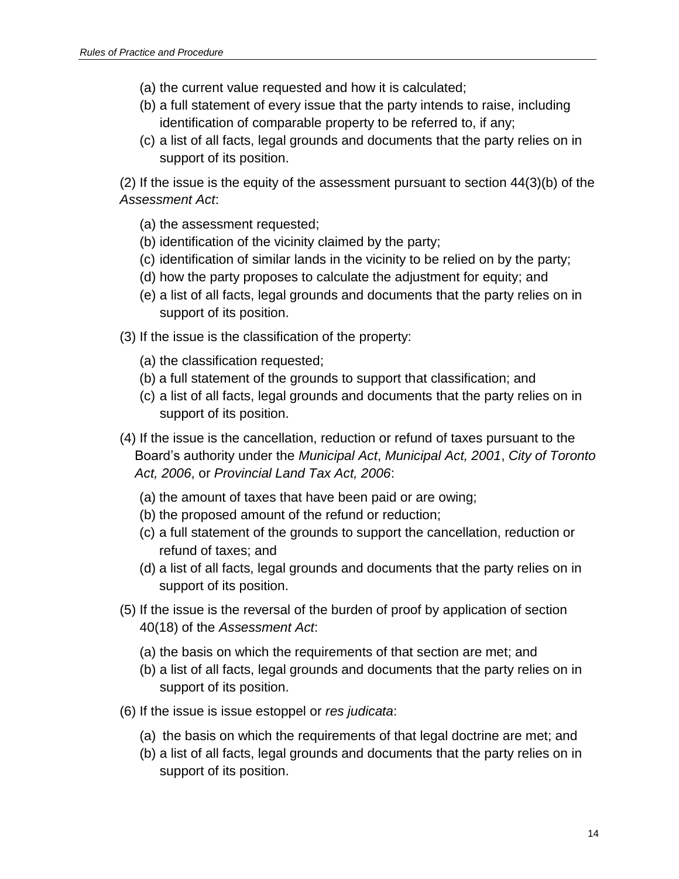(a) the current value requested and how it is calculated;

(b) a full statement of every issue that the party intends to raise, including identification of comparable property to be referred to, if any;

(c) a list of all facts, legal grounds and documents that the party relies on in support of its position.

(2) If the issue is the equity of the assessment pursuant to section 44(3)(b) of the *Assessment Act*:

(a) the assessment requested;

(b) identification of the vicinity claimed by the party;

(c) identification of similar lands in the vicinity to be relied on by the party;

(d) how the party proposes to calculate the adjustment for equity; and

(e) a list of all facts, legal grounds and documents that the party relies on in support of its position.

(3) If the issue is the classification of the property:

(a) the classification requested;

(b) a full statement of the grounds to support that classification; and

(c) a list of all facts, legal grounds and documents that the party relies on in support of its position.

(4) If the issue is the cancellation, reduction or refund of taxes pursuant to the Board's authority under the *Municipal Act*, *Municipal Act, 2001*, *City of Toronto Act, 2006*, or *Provincial Land Tax Act, 2006*:

(a) the amount of taxes that have been paid or are owing;

(b) the proposed amount of the refund or reduction;

(c) a full statement of the grounds to support the cancellation, reduction or refund of taxes; and

(d) a list of all facts, legal grounds and documents that the party relies on in support of its position.

(5) If the issue is the reversal of the burden of proof by application of section 40(18) of the *Assessment Act*:

(a) the basis on which the requirements of that section are met; and

(b) a list of all facts, legal grounds and documents that the party relies on in support of its position.

(6) If the issue is issue estoppel or *res judicata*:

(a) the basis on which the requirements of that legal doctrine are met; and

(b) a list of all facts, legal grounds and documents that the party relies on in support of its position.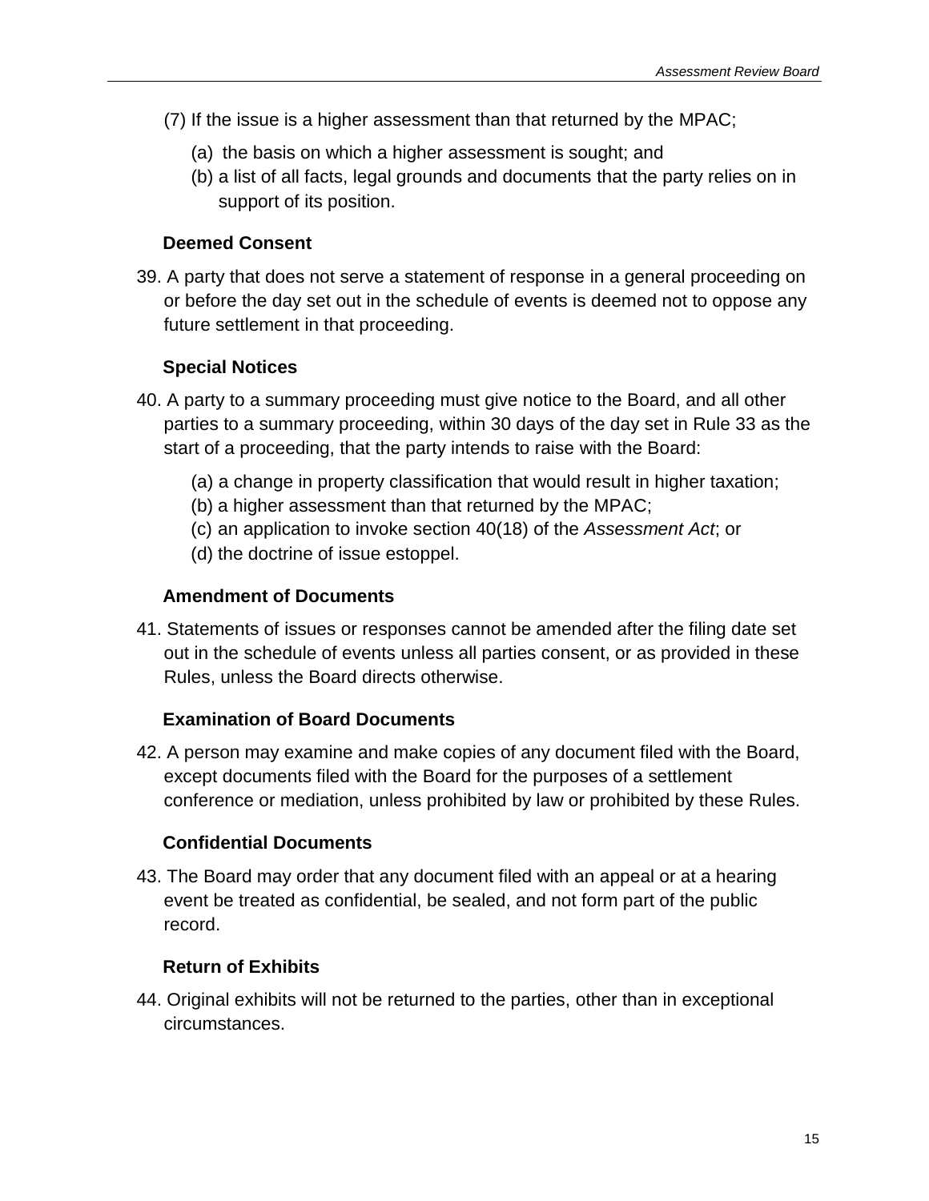(7) If the issue is a higher assessment than that returned by the MPAC;

(a) the basis on which a higher assessment is sought; and

(b) a list of all facts, legal grounds and documents that the party relies on in support of its position.

**Deemed Consent**

39. A party that does not serve a statement of response in a general proceeding on or before the day set out in the schedule of events is deemed not to oppose any future settlement in that proceeding.

**Special Notices**

40. A party to a summary proceeding must give notice to the Board, and all other parties to a summary proceeding, within 30 days of the day set in Rule 33 as the start of a proceeding, that the party intends to raise with the Board:

(a) a change in property classification that would result in higher taxation;
(b) a higher assessment than that returned by the MPAC;
(c) an application to invoke section 40(18) of the *Assessment Act*; or
(d) the doctrine of issue estoppel.

**Amendment of Documents**

41. Statements of issues or responses cannot be amended after the filing date set out in the schedule of events unless all parties consent, or as provided in these Rules, unless the Board directs otherwise.

**Examination of Board Documents**

42. A person may examine and make copies of any document filed with the Board, except documents filed with the Board for the purposes of a settlement conference or mediation, unless prohibited by law or prohibited by these Rules.

**Confidential Documents**

43. The Board may order that any document filed with an appeal or at a hearing event be treated as confidential, be sealed, and not form part of the public record.

**Return of Exhibits**

44. Original exhibits will not be returned to the parties, other than in exceptional circumstances.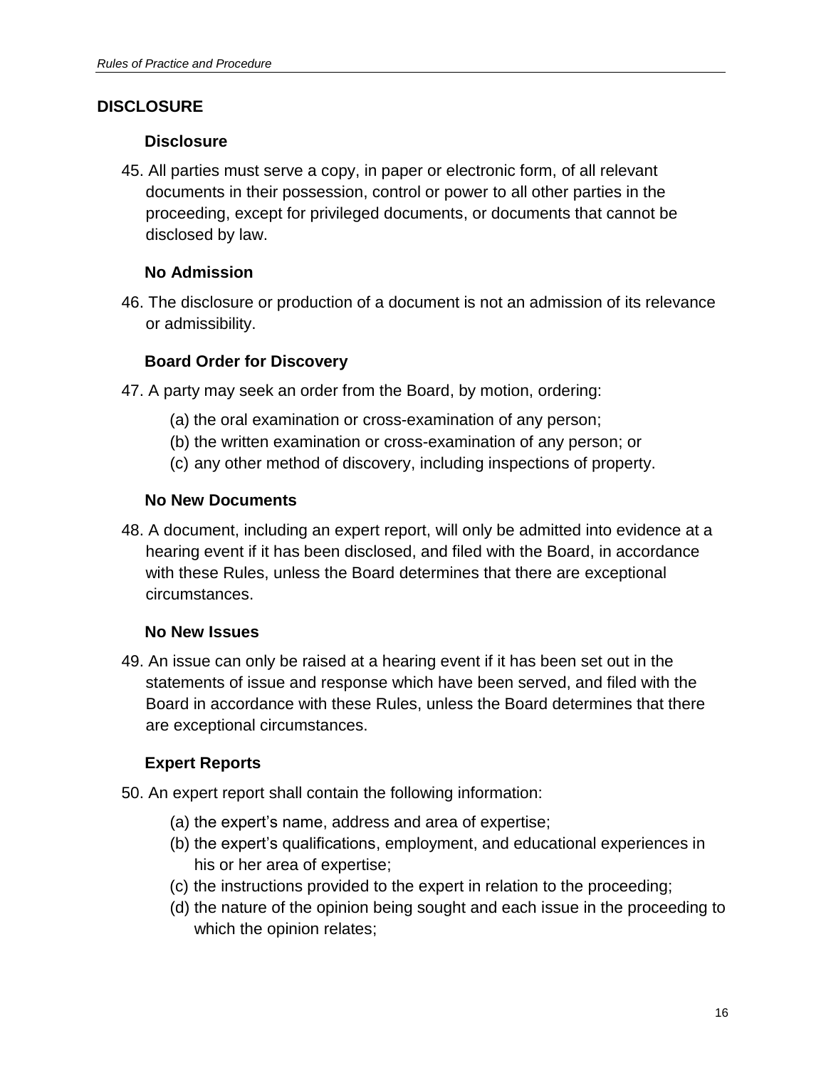## DISCLOSURE

### Disclosure

45. All parties must serve a copy, in paper or electronic form, of all relevant documents in their possession, control or power to all other parties in the proceeding, except for privileged documents, or documents that cannot be disclosed by law.

### No Admission

46. The disclosure or production of a document is not an admission of its relevance or admissibility.

### Board Order for Discovery

47. A party may seek an order from the Board, by motion, ordering:

    (a) the oral examination or cross-examination of any person;
    (b) the written examination or cross-examination of any person; or
    (c) any other method of discovery, including inspections of property.

### No New Documents

48. A document, including an expert report, will only be admitted into evidence at a hearing event if it has been disclosed, and filed with the Board, in accordance with these Rules, unless the Board determines that there are exceptional circumstances.

### No New Issues

49. An issue can only be raised at a hearing event if it has been set out in the statements of issue and response which have been served, and filed with the Board in accordance with these Rules, unless the Board determines that there are exceptional circumstances.

### Expert Reports

50. An expert report shall contain the following information:

    (a) the expert's name, address and area of expertise;
    (b) the expert's qualifications, employment, and educational experiences in his or her area of expertise;
    (c) the instructions provided to the expert in relation to the proceeding;
    (d) the nature of the opinion being sought and each issue in the proceeding to which the opinion relates;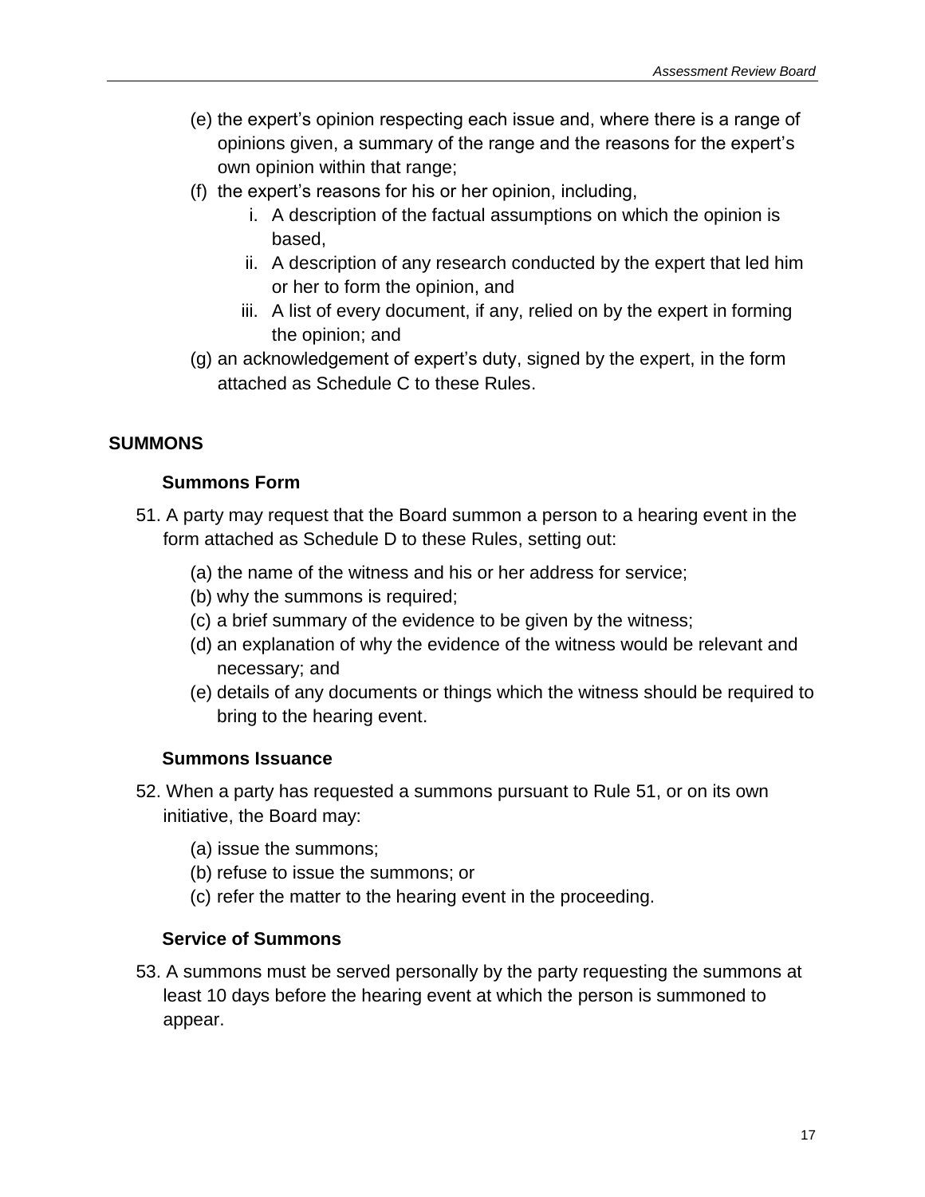(e) the expert's opinion respecting each issue and, where there is a range of opinions given, a summary of the range and the reasons for the expert's own opinion within that range;

(f) the expert's reasons for his or her opinion, including,

   i. A description of the factual assumptions on which the opinion is based,

   ii. A description of any research conducted by the expert that led him or her to form the opinion, and

   iii. A list of every document, if any, relied on by the expert in forming the opinion; and

(g) an acknowledgement of expert's duty, signed by the expert, in the form attached as Schedule C to these Rules.

## SUMMONS

### Summons Form

51. A party may request that the Board summon a person to a hearing event in the form attached as Schedule D to these Rules, setting out:

    (a) the name of the witness and his or her address for service;

    (b) why the summons is required;

    (c) a brief summary of the evidence to be given by the witness;

    (d) an explanation of why the evidence of the witness would be relevant and necessary; and

    (e) details of any documents or things which the witness should be required to bring to the hearing event.

### Summons Issuance

52. When a party has requested a summons pursuant to Rule 51, or on its own initiative, the Board may:

    (a) issue the summons;

    (b) refuse to issue the summons; or

    (c) refer the matter to the hearing event in the proceeding.

### Service of Summons

53. A summons must be served personally by the party requesting the summons at least 10 days before the hearing event at which the person is summoned to appear.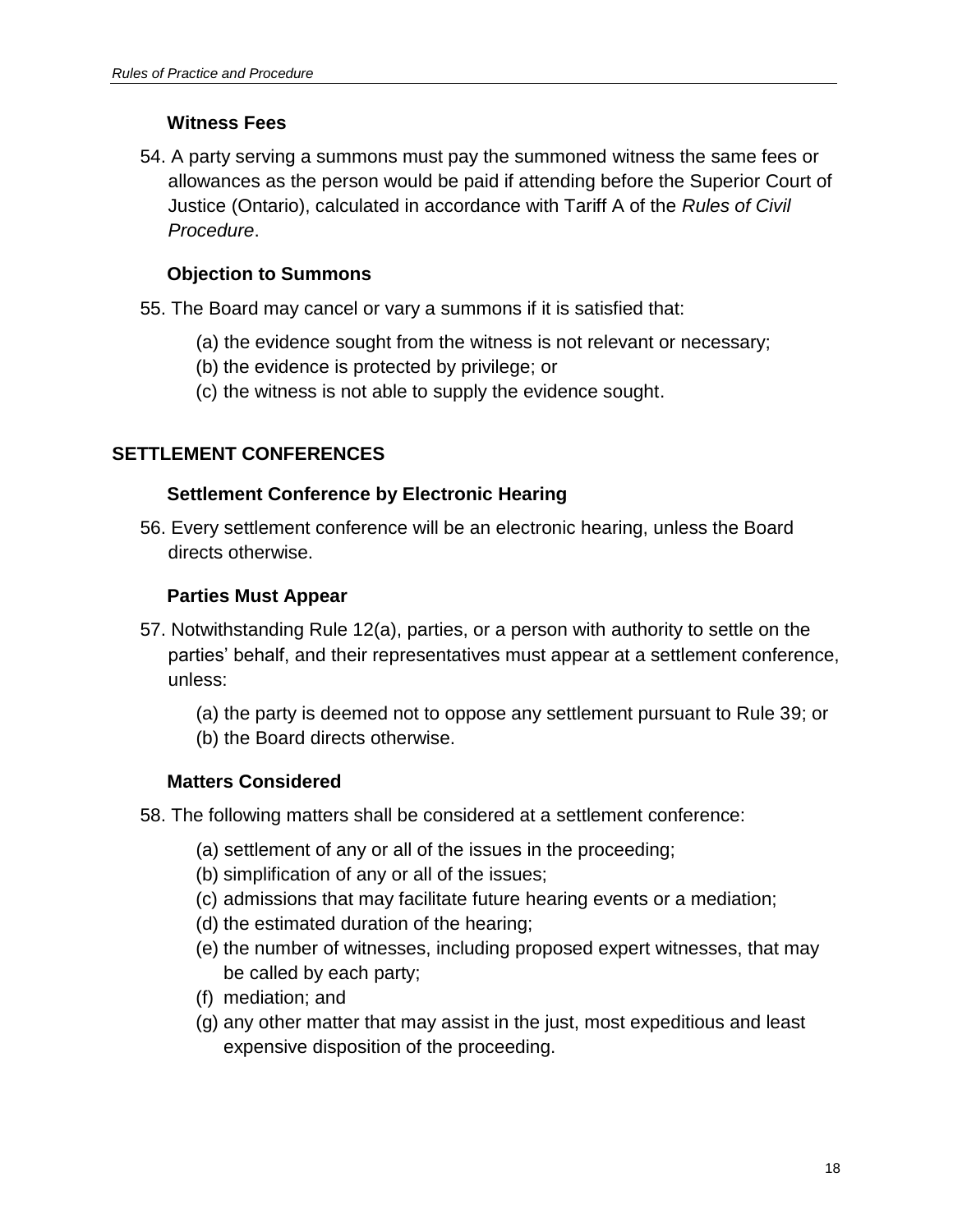### Witness Fees

54. A party serving a summons must pay the summoned witness the same fees or allowances as the person would be paid if attending before the Superior Court of Justice (Ontario), calculated in accordance with Tariff A of the *Rules of Civil Procedure*.

### Objection to Summons

55. The Board may cancel or vary a summons if it is satisfied that:

    (a) the evidence sought from the witness is not relevant or necessary;
    (b) the evidence is protected by privilege; or
    (c) the witness is not able to supply the evidence sought.

## SETTLEMENT CONFERENCES

### Settlement Conference by Electronic Hearing

56. Every settlement conference will be an electronic hearing, unless the Board directs otherwise.

### Parties Must Appear

57. Notwithstanding Rule 12(a), parties, or a person with authority to settle on the parties' behalf, and their representatives must appear at a settlement conference, unless:

    (a) the party is deemed not to oppose any settlement pursuant to Rule 39; or
    (b) the Board directs otherwise.

### Matters Considered

58. The following matters shall be considered at a settlement conference:

    (a) settlement of any or all of the issues in the proceeding;
    (b) simplification of any or all of the issues;
    (c) admissions that may facilitate future hearing events or a mediation;
    (d) the estimated duration of the hearing;
    (e) the number of witnesses, including proposed expert witnesses, that may be called by each party;
    (f) mediation; and
    (g) any other matter that may assist in the just, most expeditious and least expensive disposition of the proceeding.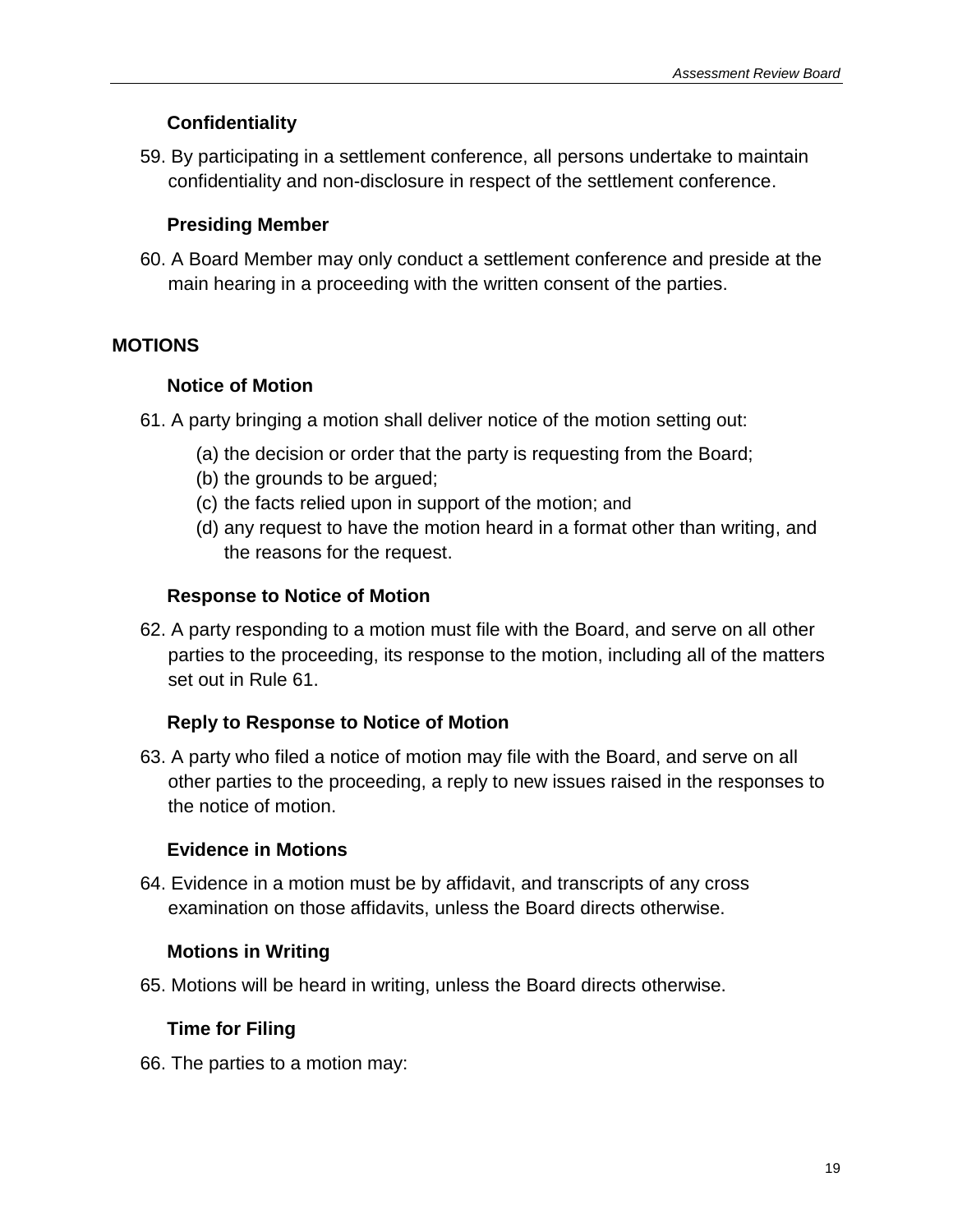### Confidentiality

59. By participating in a settlement conference, all persons undertake to maintain confidentiality and non-disclosure in respect of the settlement conference.

### Presiding Member

60. A Board Member may only conduct a settlement conference and preside at the main hearing in a proceeding with the written consent of the parties.

## MOTIONS

### Notice of Motion

61. A party bringing a motion shall deliver notice of the motion setting out:

    (a) the decision or order that the party is requesting from the Board;
    (b) the grounds to be argued;
    (c) the facts relied upon in support of the motion; and
    (d) any request to have the motion heard in a format other than writing, and the reasons for the request.

### Response to Notice of Motion

62. A party responding to a motion must file with the Board, and serve on all other parties to the proceeding, its response to the motion, including all of the matters set out in Rule 61.

### Reply to Response to Notice of Motion

63. A party who filed a notice of motion may file with the Board, and serve on all other parties to the proceeding, a reply to new issues raised in the responses to the notice of motion.

### Evidence in Motions

64. Evidence in a motion must be by affidavit, and transcripts of any cross examination on those affidavits, unless the Board directs otherwise.

### Motions in Writing

65. Motions will be heard in writing, unless the Board directs otherwise.

### Time for Filing

66. The parties to a motion may: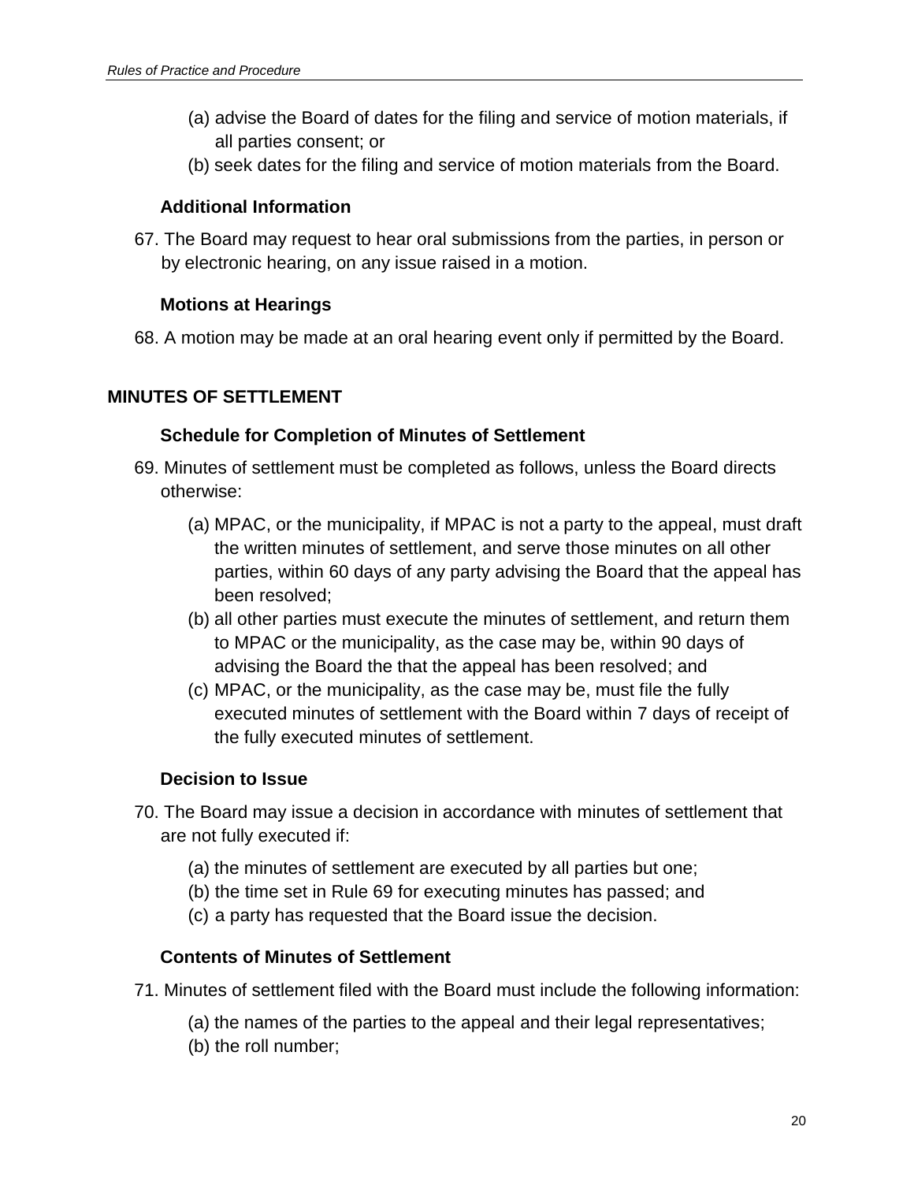(a) advise the Board of dates for the filing and service of motion materials, if all parties consent; or
(b) seek dates for the filing and service of motion materials from the Board.

### Additional Information

67. The Board may request to hear oral submissions from the parties, in person or by electronic hearing, on any issue raised in a motion.

### Motions at Hearings

68. A motion may be made at an oral hearing event only if permitted by the Board.

## MINUTES OF SETTLEMENT

### Schedule for Completion of Minutes of Settlement

69. Minutes of settlement must be completed as follows, unless the Board directs otherwise:

    (a) MPAC, or the municipality, if MPAC is not a party to the appeal, must draft the written minutes of settlement, and serve those minutes on all other parties, within 60 days of any party advising the Board that the appeal has been resolved;
    (b) all other parties must execute the minutes of settlement, and return them to MPAC or the municipality, as the case may be, within 90 days of advising the Board the that the appeal has been resolved; and
    (c) MPAC, or the municipality, as the case may be, must file the fully executed minutes of settlement with the Board within 7 days of receipt of the fully executed minutes of settlement.

### Decision to Issue

70. The Board may issue a decision in accordance with minutes of settlement that are not fully executed if:

    (a) the minutes of settlement are executed by all parties but one;
    (b) the time set in Rule 69 for executing minutes has passed; and
    (c) a party has requested that the Board issue the decision.

### Contents of Minutes of Settlement

71. Minutes of settlement filed with the Board must include the following information:

    (a) the names of the parties to the appeal and their legal representatives;
    (b) the roll number;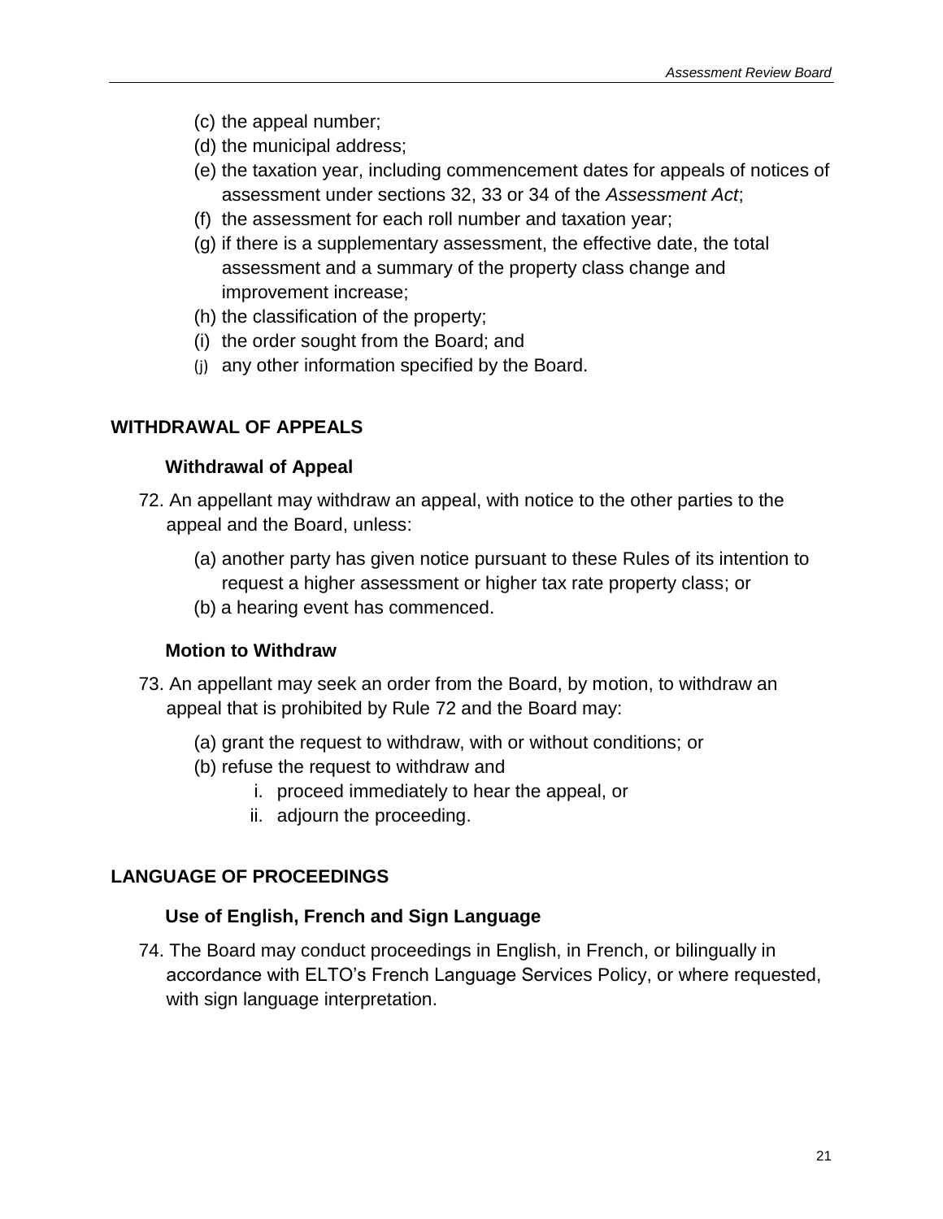(c) the appeal number;
(d) the municipal address;
(e) the taxation year, including commencement dates for appeals of notices of assessment under sections 32, 33 or 34 of the *Assessment Act*;
(f) the assessment for each roll number and taxation year;
(g) if there is a supplementary assessment, the effective date, the total assessment and a summary of the property class change and improvement increase;
(h) the classification of the property;
(i) the order sought from the Board; and
(j) any other information specified by the Board.

## WITHDRAWAL OF APPEALS

### Withdrawal of Appeal

72. An appellant may withdraw an appeal, with notice to the other parties to the appeal and the Board, unless:

    (a) another party has given notice pursuant to these Rules of its intention to request a higher assessment or higher tax rate property class; or
    (b) a hearing event has commenced.

### Motion to Withdraw

73. An appellant may seek an order from the Board, by motion, to withdraw an appeal that is prohibited by Rule 72 and the Board may:

    (a) grant the request to withdraw, with or without conditions; or
    (b) refuse the request to withdraw and
        i. proceed immediately to hear the appeal, or
        ii. adjourn the proceeding.

## LANGUAGE OF PROCEEDINGS

### Use of English, French and Sign Language

74. The Board may conduct proceedings in English, in French, or bilingually in accordance with ELTO's French Language Services Policy, or where requested, with sign language interpretation.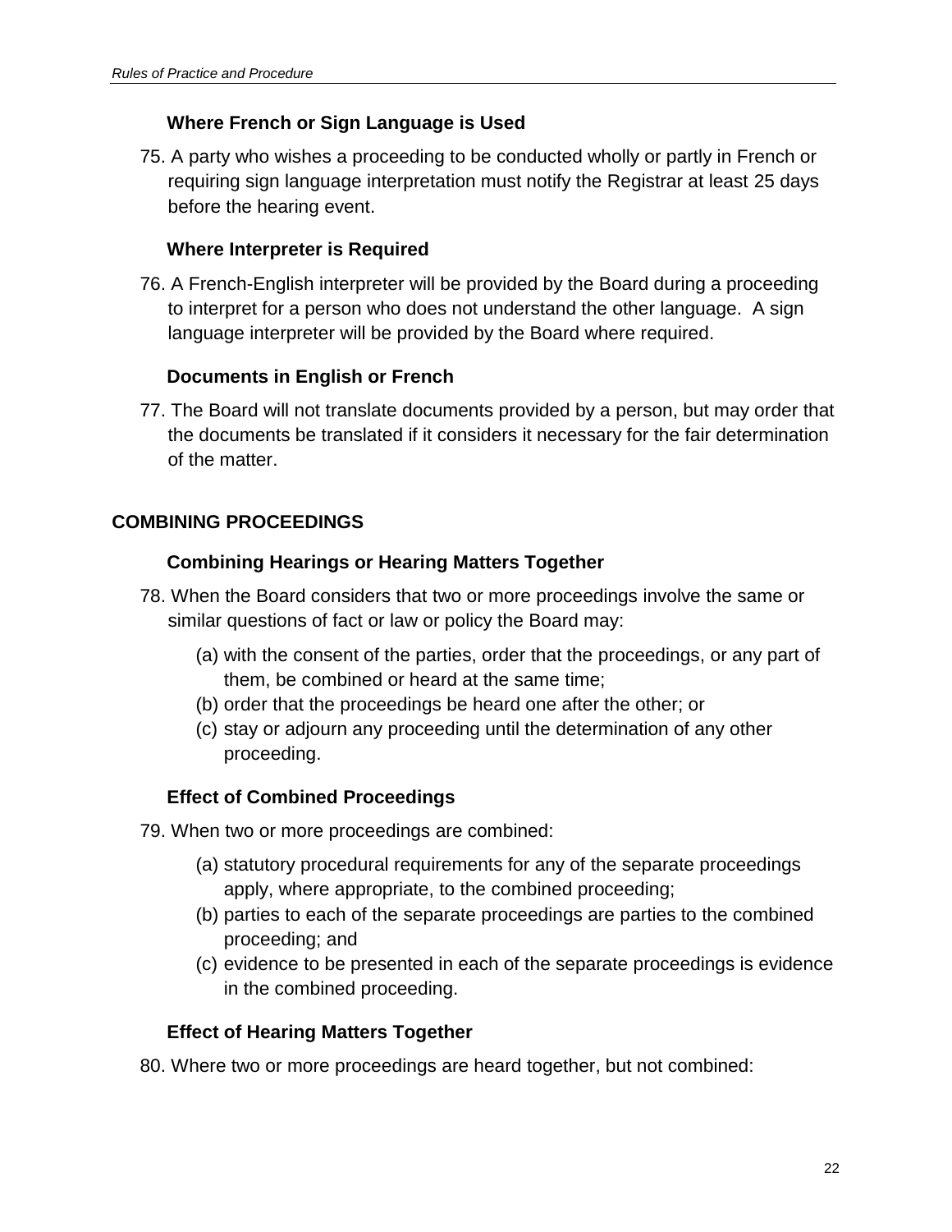### Where French or Sign Language is Used

75. A party who wishes a proceeding to be conducted wholly or partly in French or requiring sign language interpretation must notify the Registrar at least 25 days before the hearing event.

### Where Interpreter is Required

76. A French-English interpreter will be provided by the Board during a proceeding to interpret for a person who does not understand the other language. A sign language interpreter will be provided by the Board where required.

### Documents in English or French

77. The Board will not translate documents provided by a person, but may order that the documents be translated if it considers it necessary for the fair determination of the matter.

## COMBINING PROCEEDINGS

### Combining Hearings or Hearing Matters Together

78. When the Board considers that two or more proceedings involve the same or similar questions of fact or law or policy the Board may:

    (a) with the consent of the parties, order that the proceedings, or any part of them, be combined or heard at the same time;
    (b) order that the proceedings be heard one after the other; or
    (c) stay or adjourn any proceeding until the determination of any other proceeding.

### Effect of Combined Proceedings

79. When two or more proceedings are combined:

    (a) statutory procedural requirements for any of the separate proceedings apply, where appropriate, to the combined proceeding;
    (b) parties to each of the separate proceedings are parties to the combined proceeding; and
    (c) evidence to be presented in each of the separate proceedings is evidence in the combined proceeding.

### Effect of Hearing Matters Together

80. Where two or more proceedings are heard together, but not combined: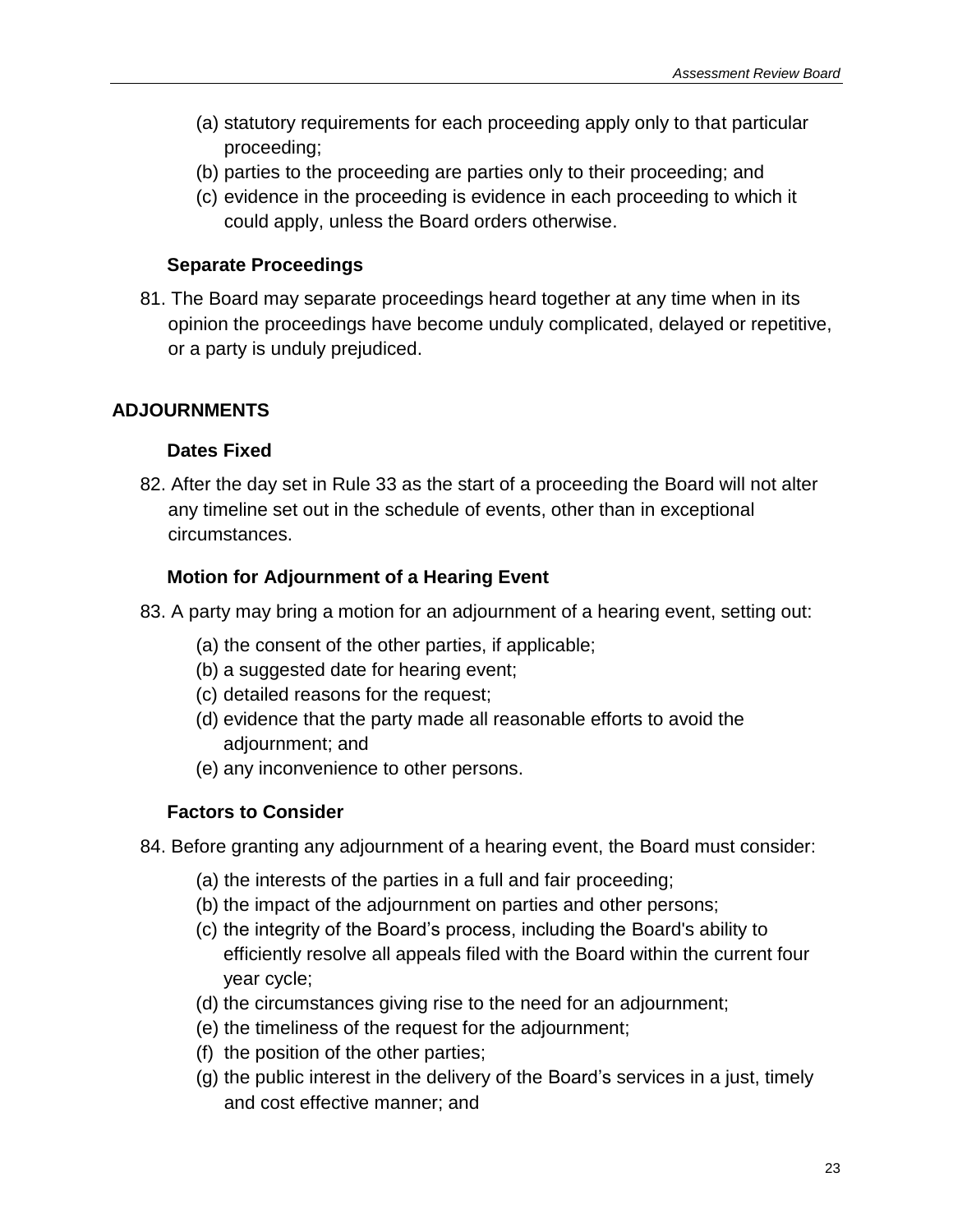(a) statutory requirements for each proceeding apply only to that particular proceeding;
(b) parties to the proceeding are parties only to their proceeding; and
(c) evidence in the proceeding is evidence in each proceeding to which it could apply, unless the Board orders otherwise.

### Separate Proceedings

81. The Board may separate proceedings heard together at any time when in its opinion the proceedings have become unduly complicated, delayed or repetitive, or a party is unduly prejudiced.

## ADJOURNMENTS

### Dates Fixed

82. After the day set in Rule 33 as the start of a proceeding the Board will not alter any timeline set out in the schedule of events, other than in exceptional circumstances.

### Motion for Adjournment of a Hearing Event

83. A party may bring a motion for an adjournment of a hearing event, setting out:

(a) the consent of the other parties, if applicable;
(b) a suggested date for hearing event;
(c) detailed reasons for the request;
(d) evidence that the party made all reasonable efforts to avoid the adjournment; and
(e) any inconvenience to other persons.

### Factors to Consider

84. Before granting any adjournment of a hearing event, the Board must consider:

(a) the interests of the parties in a full and fair proceeding;
(b) the impact of the adjournment on parties and other persons;
(c) the integrity of the Board's process, including the Board's ability to efficiently resolve all appeals filed with the Board within the current four year cycle;
(d) the circumstances giving rise to the need for an adjournment;
(e) the timeliness of the request for the adjournment;
(f) the position of the other parties;
(g) the public interest in the delivery of the Board's services in a just, timely and cost effective manner; and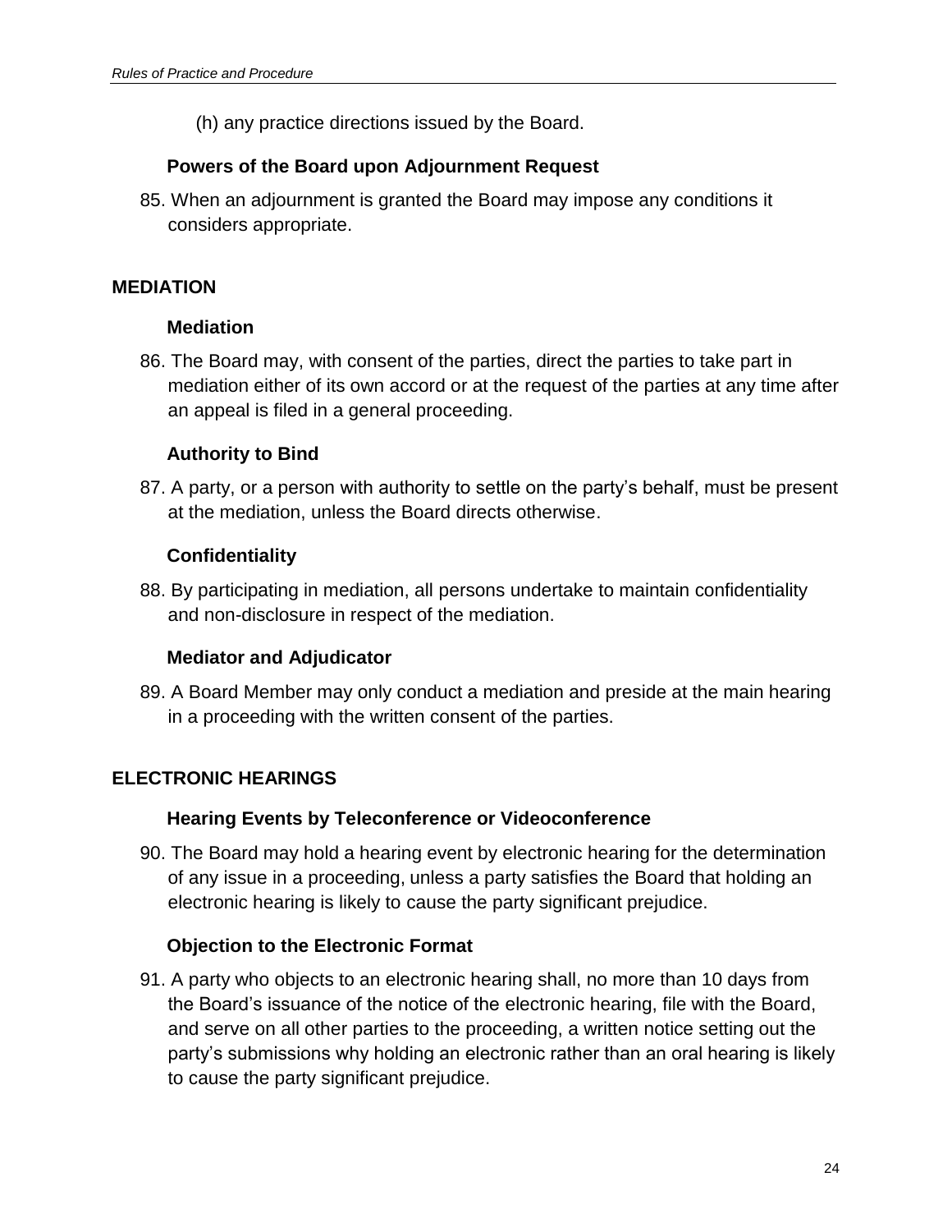(h) any practice directions issued by the Board.

### Powers of the Board upon Adjournment Request

85. When an adjournment is granted the Board may impose any conditions it considers appropriate.

## MEDIATION

### Mediation

86. The Board may, with consent of the parties, direct the parties to take part in mediation either of its own accord or at the request of the parties at any time after an appeal is filed in a general proceeding.

### Authority to Bind

87. A party, or a person with authority to settle on the party's behalf, must be present at the mediation, unless the Board directs otherwise.

### Confidentiality

88. By participating in mediation, all persons undertake to maintain confidentiality and non-disclosure in respect of the mediation.

### Mediator and Adjudicator

89. A Board Member may only conduct a mediation and preside at the main hearing in a proceeding with the written consent of the parties.

## ELECTRONIC HEARINGS

### Hearing Events by Teleconference or Videoconference

90. The Board may hold a hearing event by electronic hearing for the determination of any issue in a proceeding, unless a party satisfies the Board that holding an electronic hearing is likely to cause the party significant prejudice.

### Objection to the Electronic Format

91. A party who objects to an electronic hearing shall, no more than 10 days from the Board's issuance of the notice of the electronic hearing, file with the Board, and serve on all other parties to the proceeding, a written notice setting out the party's submissions why holding an electronic rather than an oral hearing is likely to cause the party significant prejudice.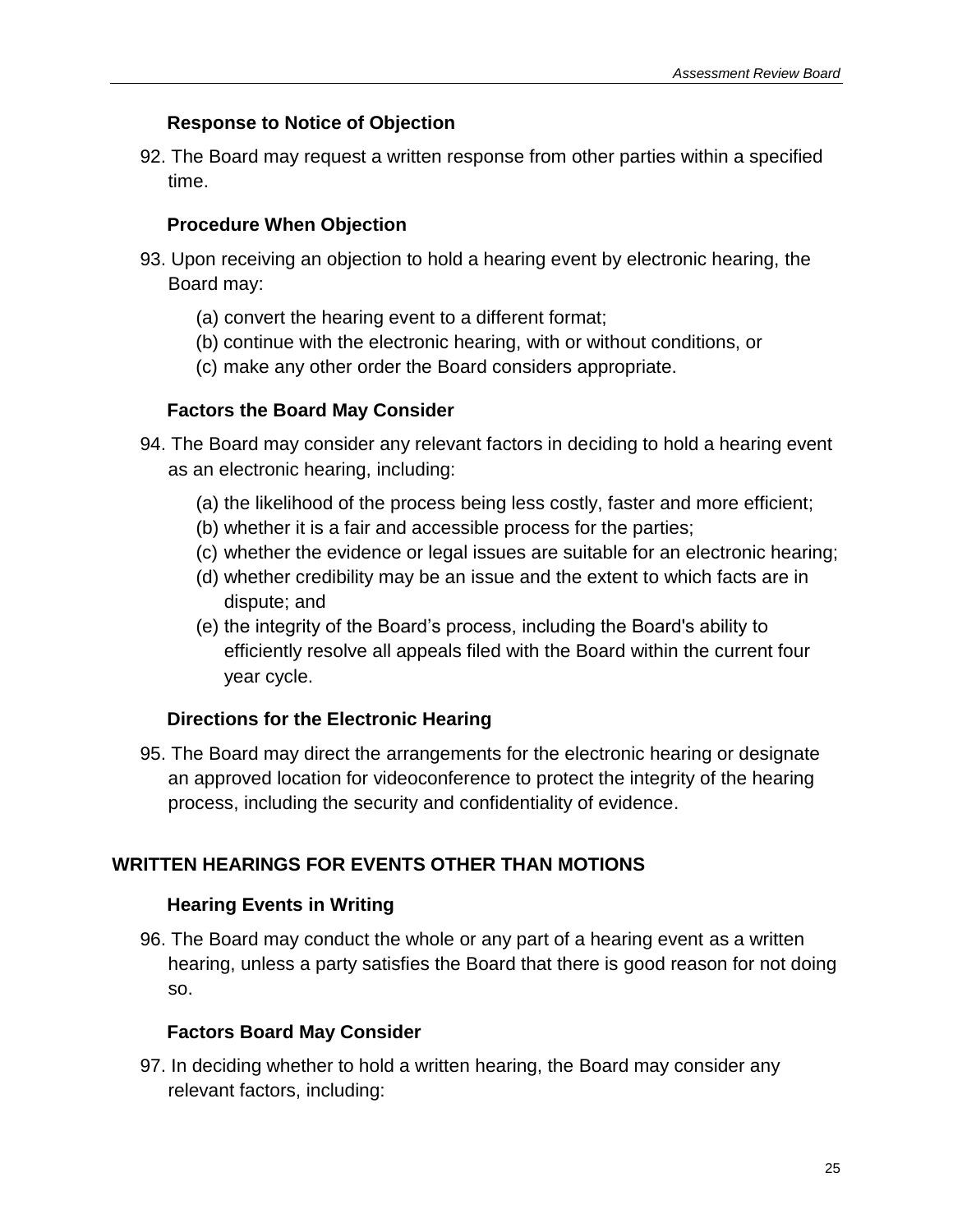### Response to Notice of Objection

92. The Board may request a written response from other parties within a specified time.

### Procedure When Objection

93. Upon receiving an objection to hold a hearing event by electronic hearing, the Board may:

    (a) convert the hearing event to a different format;
    (b) continue with the electronic hearing, with or without conditions, or
    (c) make any other order the Board considers appropriate.

### Factors the Board May Consider

94. The Board may consider any relevant factors in deciding to hold a hearing event as an electronic hearing, including:

    (a) the likelihood of the process being less costly, faster and more efficient;
    (b) whether it is a fair and accessible process for the parties;
    (c) whether the evidence or legal issues are suitable for an electronic hearing;
    (d) whether credibility may be an issue and the extent to which facts are in dispute; and
    (e) the integrity of the Board's process, including the Board's ability to efficiently resolve all appeals filed with the Board within the current four year cycle.

### Directions for the Electronic Hearing

95. The Board may direct the arrangements for the electronic hearing or designate an approved location for videoconference to protect the integrity of the hearing process, including the security and confidentiality of evidence.

## WRITTEN HEARINGS FOR EVENTS OTHER THAN MOTIONS

### Hearing Events in Writing

96. The Board may conduct the whole or any part of a hearing event as a written hearing, unless a party satisfies the Board that there is good reason for not doing so.

### Factors Board May Consider

97. In deciding whether to hold a written hearing, the Board may consider any relevant factors, including: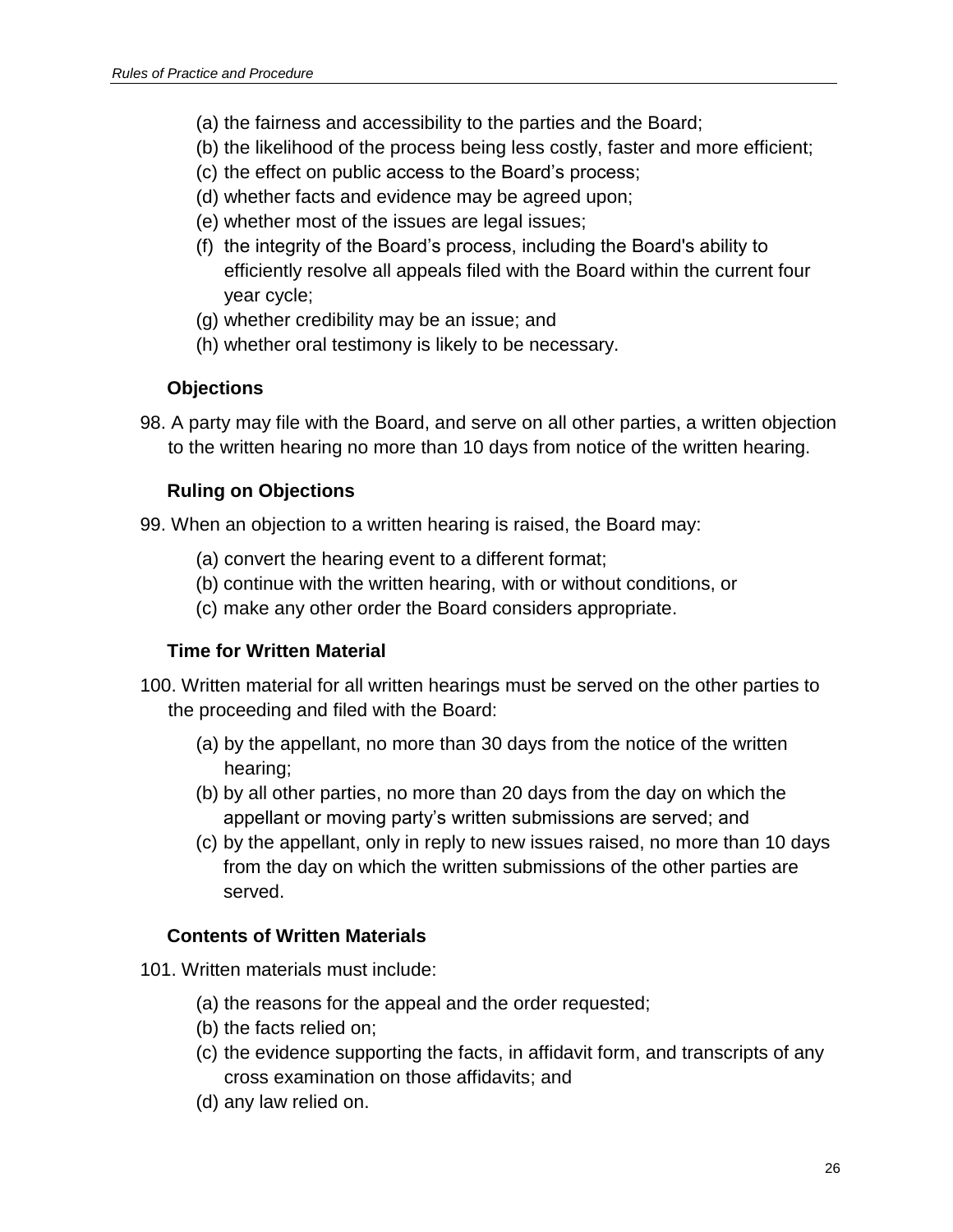(a) the fairness and accessibility to the parties and the Board;
(b) the likelihood of the process being less costly, faster and more efficient;
(c) the effect on public access to the Board's process;
(d) whether facts and evidence may be agreed upon;
(e) whether most of the issues are legal issues;
(f) the integrity of the Board's process, including the Board's ability to efficiently resolve all appeals filed with the Board within the current four year cycle;
(g) whether credibility may be an issue; and
(h) whether oral testimony is likely to be necessary.

**Objections**

98. A party may file with the Board, and serve on all other parties, a written objection to the written hearing no more than 10 days from notice of the written hearing.

**Ruling on Objections**

99. When an objection to a written hearing is raised, the Board may:

(a) convert the hearing event to a different format;
(b) continue with the written hearing, with or without conditions, or
(c) make any other order the Board considers appropriate.

**Time for Written Material**

100. Written material for all written hearings must be served on the other parties to the proceeding and filed with the Board:

(a) by the appellant, no more than 30 days from the notice of the written hearing;
(b) by all other parties, no more than 20 days from the day on which the appellant or moving party's written submissions are served; and
(c) by the appellant, only in reply to new issues raised, no more than 10 days from the day on which the written submissions of the other parties are served.

**Contents of Written Materials**

101. Written materials must include:

(a) the reasons for the appeal and the order requested;
(b) the facts relied on;
(c) the evidence supporting the facts, in affidavit form, and transcripts of any cross examination on those affidavits; and
(d) any law relied on.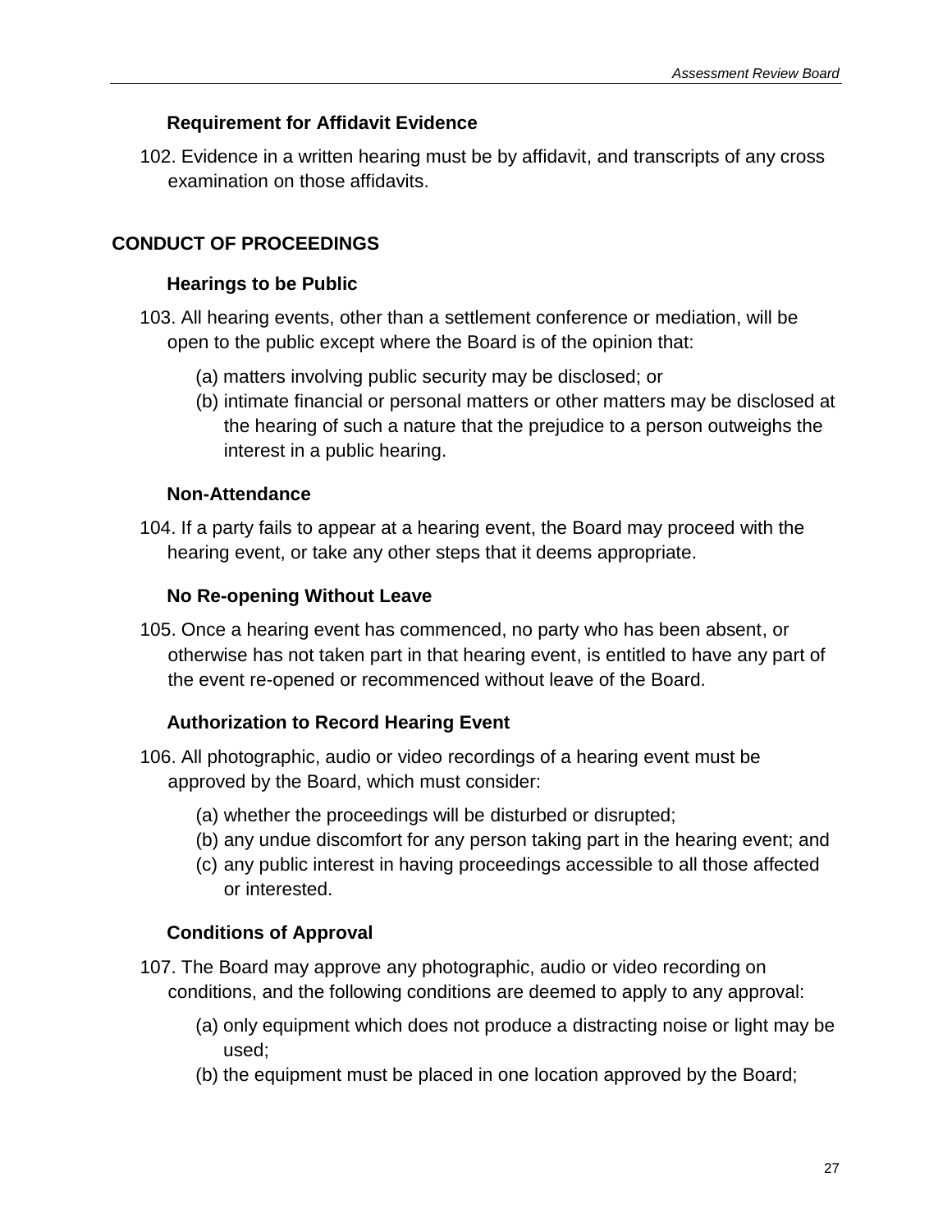### Requirement for Affidavit Evidence

102. Evidence in a written hearing must be by affidavit, and transcripts of any cross examination on those affidavits.

## CONDUCT OF PROCEEDINGS

### Hearings to be Public

103. All hearing events, other than a settlement conference or mediation, will be open to the public except where the Board is of the opinion that:

   (a) matters involving public security may be disclosed; or
   (b) intimate financial or personal matters or other matters may be disclosed at the hearing of such a nature that the prejudice to a person outweighs the interest in a public hearing.

### Non-Attendance

104. If a party fails to appear at a hearing event, the Board may proceed with the hearing event, or take any other steps that it deems appropriate.

### No Re-opening Without Leave

105. Once a hearing event has commenced, no party who has been absent, or otherwise has not taken part in that hearing event, is entitled to have any part of the event re-opened or recommenced without leave of the Board.

### Authorization to Record Hearing Event

106. All photographic, audio or video recordings of a hearing event must be approved by the Board, which must consider:

   (a) whether the proceedings will be disturbed or disrupted;
   (b) any undue discomfort for any person taking part in the hearing event; and
   (c) any public interest in having proceedings accessible to all those affected or interested.

### Conditions of Approval

107. The Board may approve any photographic, audio or video recording on conditions, and the following conditions are deemed to apply to any approval:

   (a) only equipment which does not produce a distracting noise or light may be used;
   (b) the equipment must be placed in one location approved by the Board;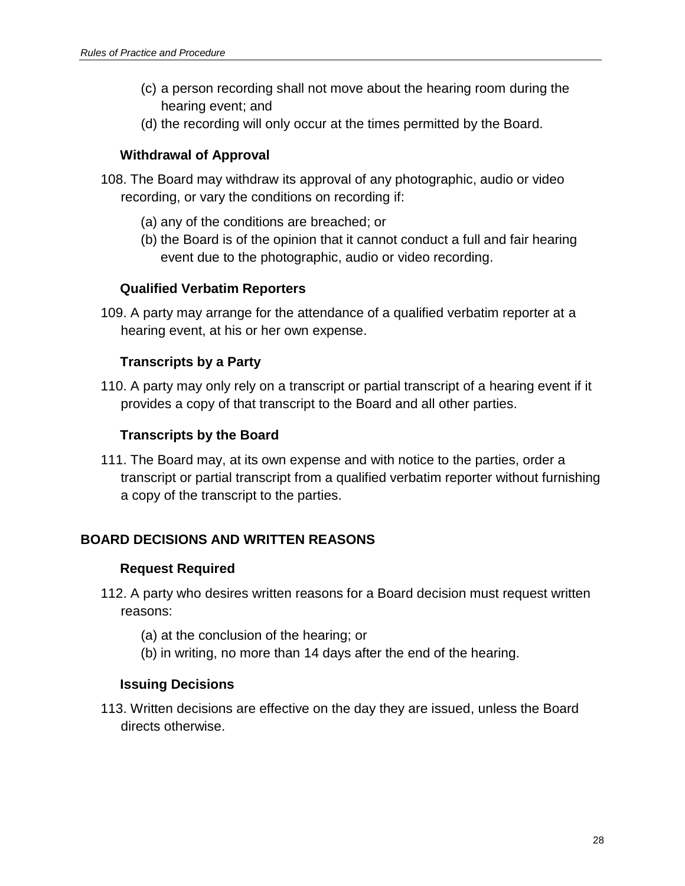(c) a person recording shall not move about the hearing room during the hearing event; and
(d) the recording will only occur at the times permitted by the Board.

### Withdrawal of Approval

108. The Board may withdraw its approval of any photographic, audio or video recording, or vary the conditions on recording if:

(a) any of the conditions are breached; or
(b) the Board is of the opinion that it cannot conduct a full and fair hearing event due to the photographic, audio or video recording.

### Qualified Verbatim Reporters

109. A party may arrange for the attendance of a qualified verbatim reporter at a hearing event, at his or her own expense.

### Transcripts by a Party

110. A party may only rely on a transcript or partial transcript of a hearing event if it provides a copy of that transcript to the Board and all other parties.

### Transcripts by the Board

111. The Board may, at its own expense and with notice to the parties, order a transcript or partial transcript from a qualified verbatim reporter without furnishing a copy of the transcript to the parties.

## BOARD DECISIONS AND WRITTEN REASONS

### Request Required

112. A party who desires written reasons for a Board decision must request written reasons:

(a) at the conclusion of the hearing; or
(b) in writing, no more than 14 days after the end of the hearing.

### Issuing Decisions

113. Written decisions are effective on the day they are issued, unless the Board directs otherwise.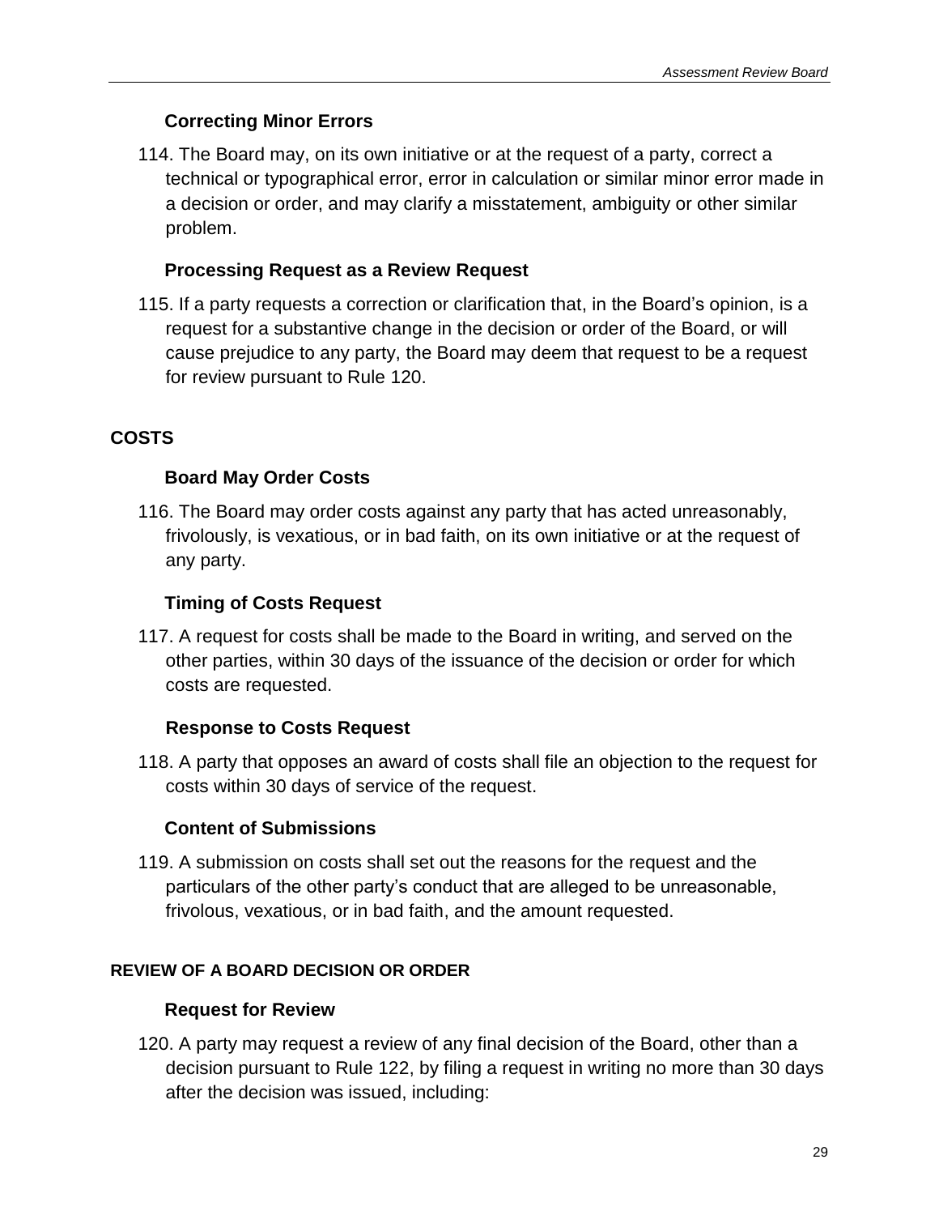### Correcting Minor Errors

114. The Board may, on its own initiative or at the request of a party, correct a technical or typographical error, error in calculation or similar minor error made in a decision or order, and may clarify a misstatement, ambiguity or other similar problem.

### Processing Request as a Review Request

115. If a party requests a correction or clarification that, in the Board's opinion, is a request for a substantive change in the decision or order of the Board, or will cause prejudice to any party, the Board may deem that request to be a request for review pursuant to Rule 120.

## COSTS

### Board May Order Costs

116. The Board may order costs against any party that has acted unreasonably, frivolously, is vexatious, or in bad faith, on its own initiative or at the request of any party.

### Timing of Costs Request

117. A request for costs shall be made to the Board in writing, and served on the other parties, within 30 days of the issuance of the decision or order for which costs are requested.

### Response to Costs Request

118. A party that opposes an award of costs shall file an objection to the request for costs within 30 days of service of the request.

### Content of Submissions

119. A submission on costs shall set out the reasons for the request and the particulars of the other party's conduct that are alleged to be unreasonable, frivolous, vexatious, or in bad faith, and the amount requested.

## REVIEW OF A BOARD DECISION OR ORDER

### Request for Review

120. A party may request a review of any final decision of the Board, other than a decision pursuant to Rule 122, by filing a request in writing no more than 30 days after the decision was issued, including: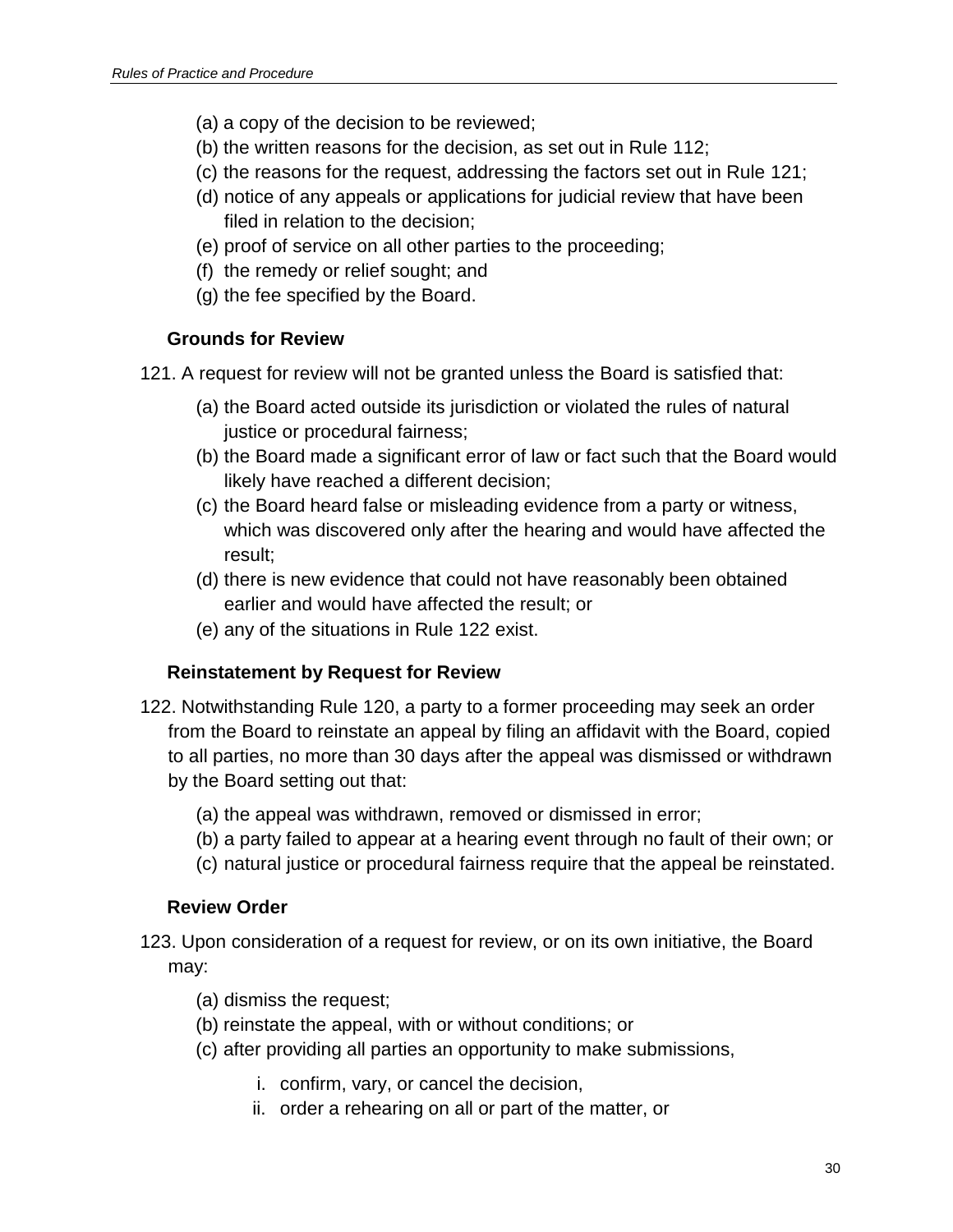(a) a copy of the decision to be reviewed;
(b) the written reasons for the decision, as set out in Rule 112;
(c) the reasons for the request, addressing the factors set out in Rule 121;
(d) notice of any appeals or applications for judicial review that have been filed in relation to the decision;
(e) proof of service on all other parties to the proceeding;
(f) the remedy or relief sought; and
(g) the fee specified by the Board.

### Grounds for Review

121. A request for review will not be granted unless the Board is satisfied that:

(a) the Board acted outside its jurisdiction or violated the rules of natural justice or procedural fairness;
(b) the Board made a significant error of law or fact such that the Board would likely have reached a different decision;
(c) the Board heard false or misleading evidence from a party or witness, which was discovered only after the hearing and would have affected the result;
(d) there is new evidence that could not have reasonably been obtained earlier and would have affected the result; or
(e) any of the situations in Rule 122 exist.

### Reinstatement by Request for Review

122. Notwithstanding Rule 120, a party to a former proceeding may seek an order from the Board to reinstate an appeal by filing an affidavit with the Board, copied to all parties, no more than 30 days after the appeal was dismissed or withdrawn by the Board setting out that:

(a) the appeal was withdrawn, removed or dismissed in error;
(b) a party failed to appear at a hearing event through no fault of their own; or
(c) natural justice or procedural fairness require that the appeal be reinstated.

### Review Order

123. Upon consideration of a request for review, or on its own initiative, the Board may:

(a) dismiss the request;
(b) reinstate the appeal, with or without conditions; or
(c) after providing all parties an opportunity to make submissions,

   i. confirm, vary, or cancel the decision,
   ii. order a rehearing on all or part of the matter, or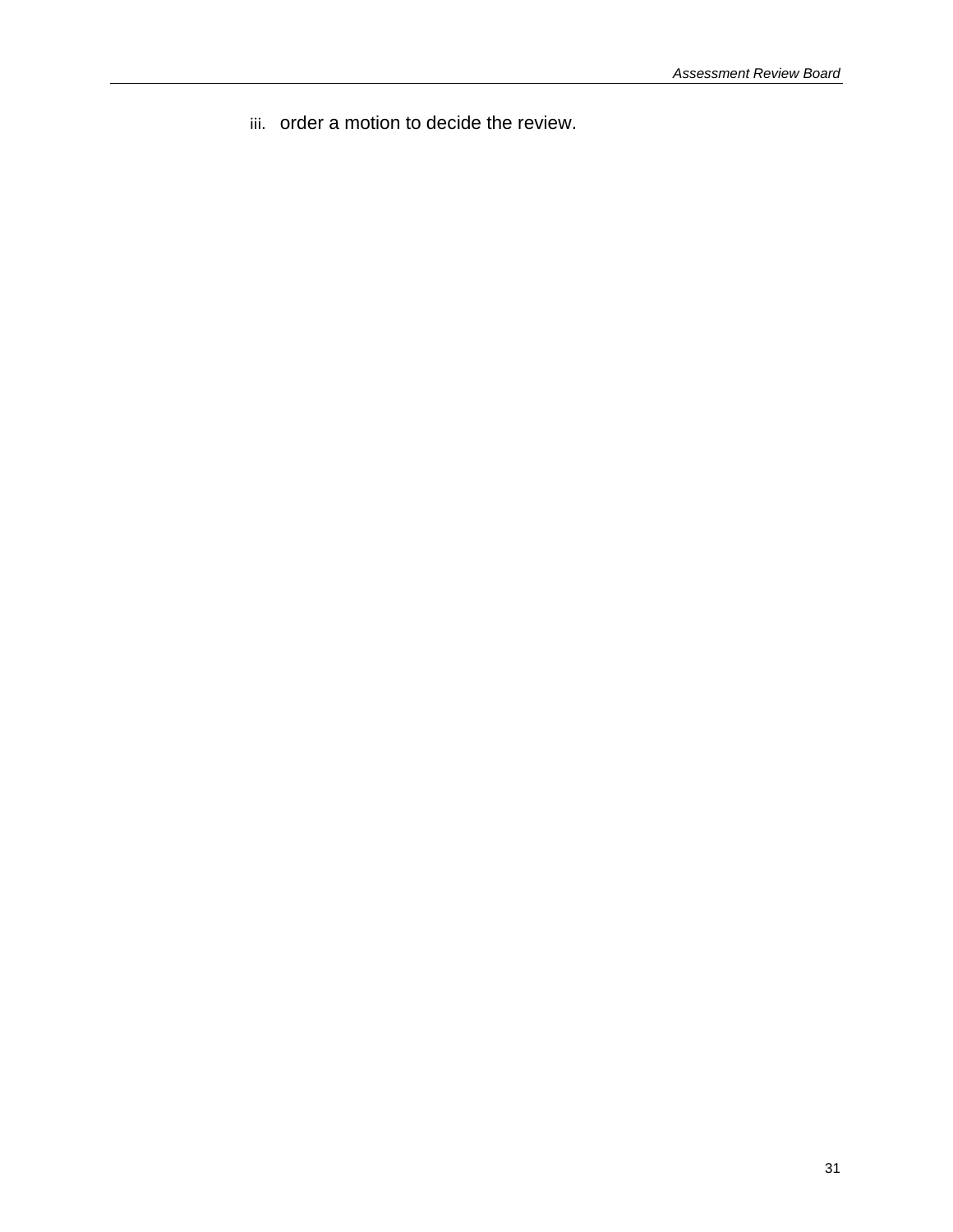iii. order a motion to decide the review.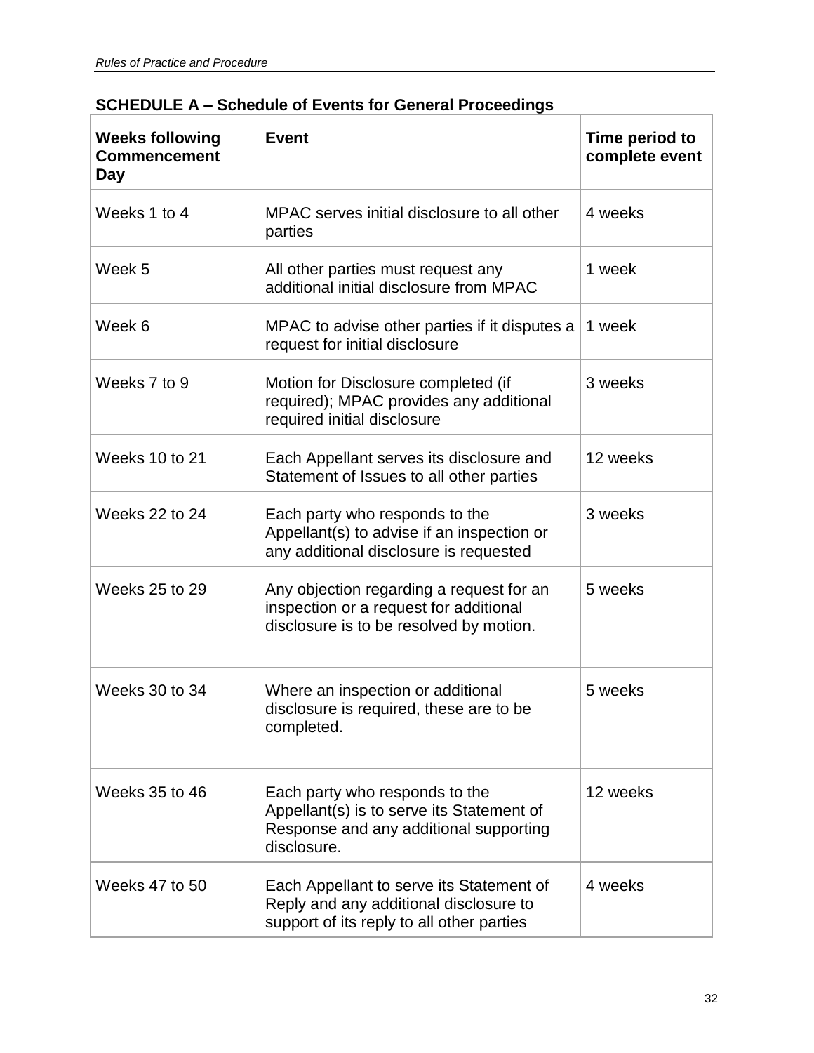## SCHEDULE A – Schedule of Events for General Proceedings

| Weeks following Commencement Day | Event | Time period to complete event |
|---|---|---|
| Weeks 1 to 4 | MPAC serves initial disclosure to all other parties | 4 weeks |
| Week 5 | All other parties must request any additional initial disclosure from MPAC | 1 week |
| Week 6 | MPAC to advise other parties if it disputes a request for initial disclosure | 1 week |
| Weeks 7 to 9 | Motion for Disclosure completed (if required); MPAC provides any additional required initial disclosure | 3 weeks |
| Weeks 10 to 21 | Each Appellant serves its disclosure and Statement of Issues to all other parties | 12 weeks |
| Weeks 22 to 24 | Each party who responds to the Appellant(s) to advise if an inspection or any additional disclosure is requested | 3 weeks |
| Weeks 25 to 29 | Any objection regarding a request for an inspection or a request for additional disclosure is to be resolved by motion. | 5 weeks |
| Weeks 30 to 34 | Where an inspection or additional disclosure is required, these are to be completed. | 5 weeks |
| Weeks 35 to 46 | Each party who responds to the Appellant(s) is to serve its Statement of Response and any additional supporting disclosure. | 12 weeks |
| Weeks 47 to 50 | Each Appellant to serve its Statement of Reply and any additional disclosure to support of its reply to all other parties | 4 weeks |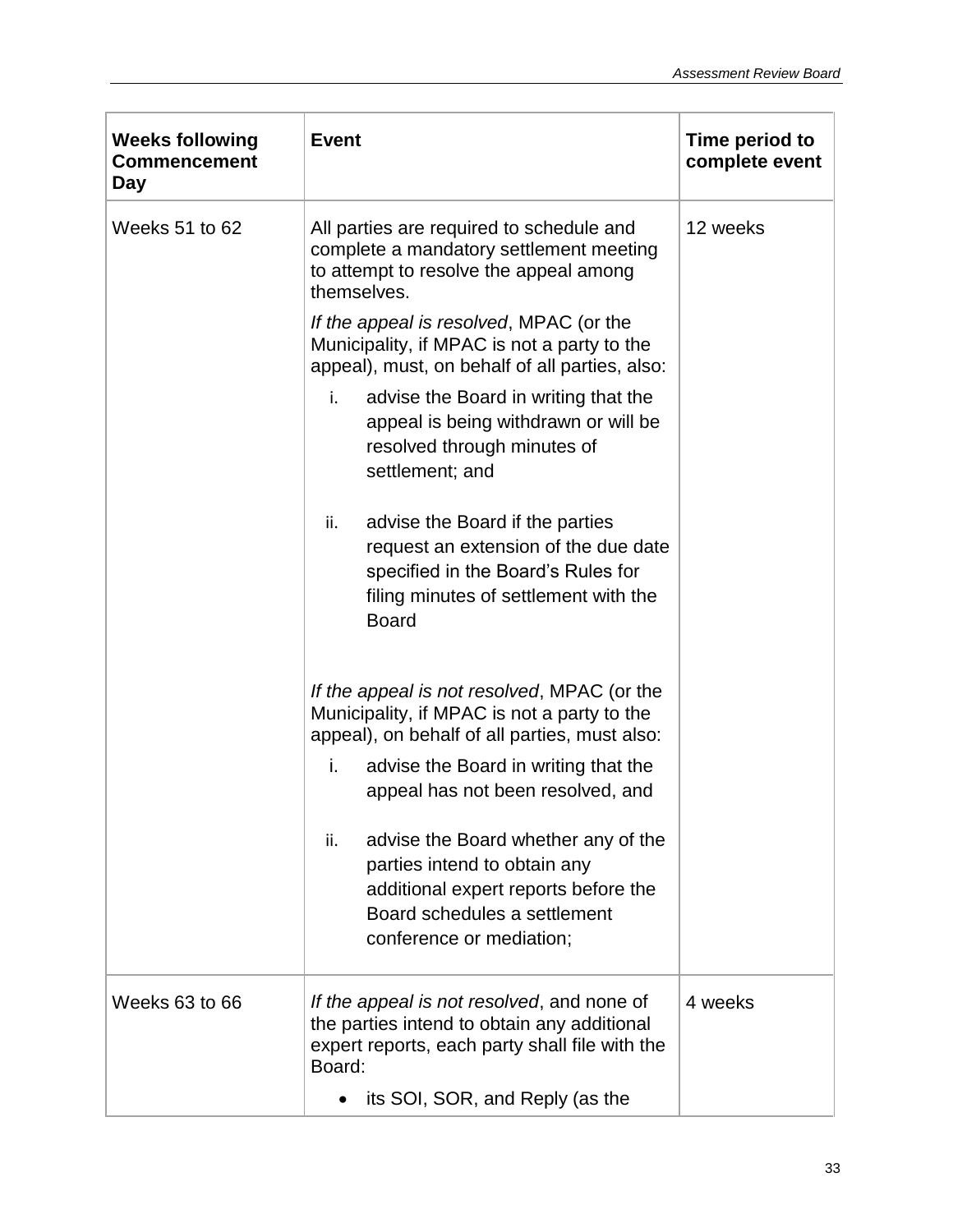| Weeks following Commencement Day | Event | Time period to complete event |
| --- | --- | --- |
| Weeks 51 to 62 | All parties are required to schedule and complete a mandatory settlement meeting to attempt to resolve the appeal among themselves.<br><br>*If the appeal is resolved*, MPAC (or the Municipality, if MPAC is not a party to the appeal), must, on behalf of all parties, also:<br><br>i. advise the Board in writing that the appeal is being withdrawn or will be resolved through minutes of settlement; and<br><br>ii. advise the Board if the parties request an extension of the due date specified in the Board's Rules for filing minutes of settlement with the Board<br><br>*If the appeal is not resolved*, MPAC (or the Municipality, if MPAC is not a party to the appeal), on behalf of all parties, must also:<br><br>i. advise the Board in writing that the appeal has not been resolved, and<br><br>ii. advise the Board whether any of the parties intend to obtain any additional expert reports before the Board schedules a settlement conference or mediation; | 12 weeks |
| Weeks 63 to 66 | *If the appeal is not resolved*, and none of the parties intend to obtain any additional expert reports, each party shall file with the Board:<br><br>• its SOI, SOR, and Reply (as the | 4 weeks |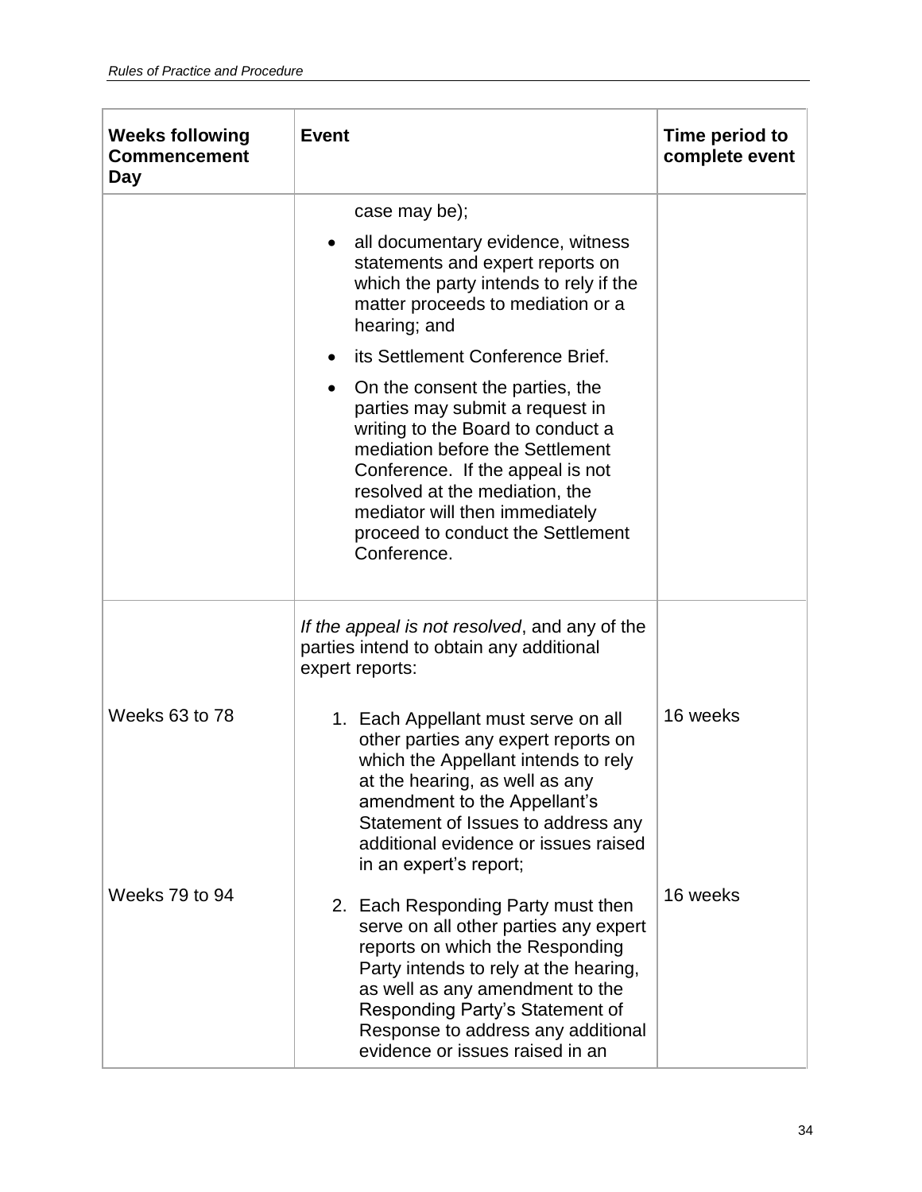| Weeks following Commencement Day | Event | Time period to complete event |
|---|---|---|
| | case may be);<br>• all documentary evidence, witness statements and expert reports on which the party intends to rely if the matter proceeds to mediation or a hearing; and<br>• its Settlement Conference Brief.<br>• On the consent the parties, the parties may submit a request in writing to the Board to conduct a mediation before the Settlement Conference. If the appeal is not resolved at the mediation, the mediator will then immediately proceed to conduct the Settlement Conference. | |
| | *If the appeal is not resolved*, and any of the parties intend to obtain any additional expert reports: | |
| Weeks 63 to 78 | 1. Each Appellant must serve on all other parties any expert reports on which the Appellant intends to rely at the hearing, as well as any amendment to the Appellant's Statement of Issues to address any additional evidence or issues raised in an expert's report; | 16 weeks |
| Weeks 79 to 94 | 2. Each Responding Party must then serve on all other parties any expert reports on which the Responding Party intends to rely at the hearing, as well as any amendment to the Responding Party's Statement of Response to address any additional evidence or issues raised in an | 16 weeks |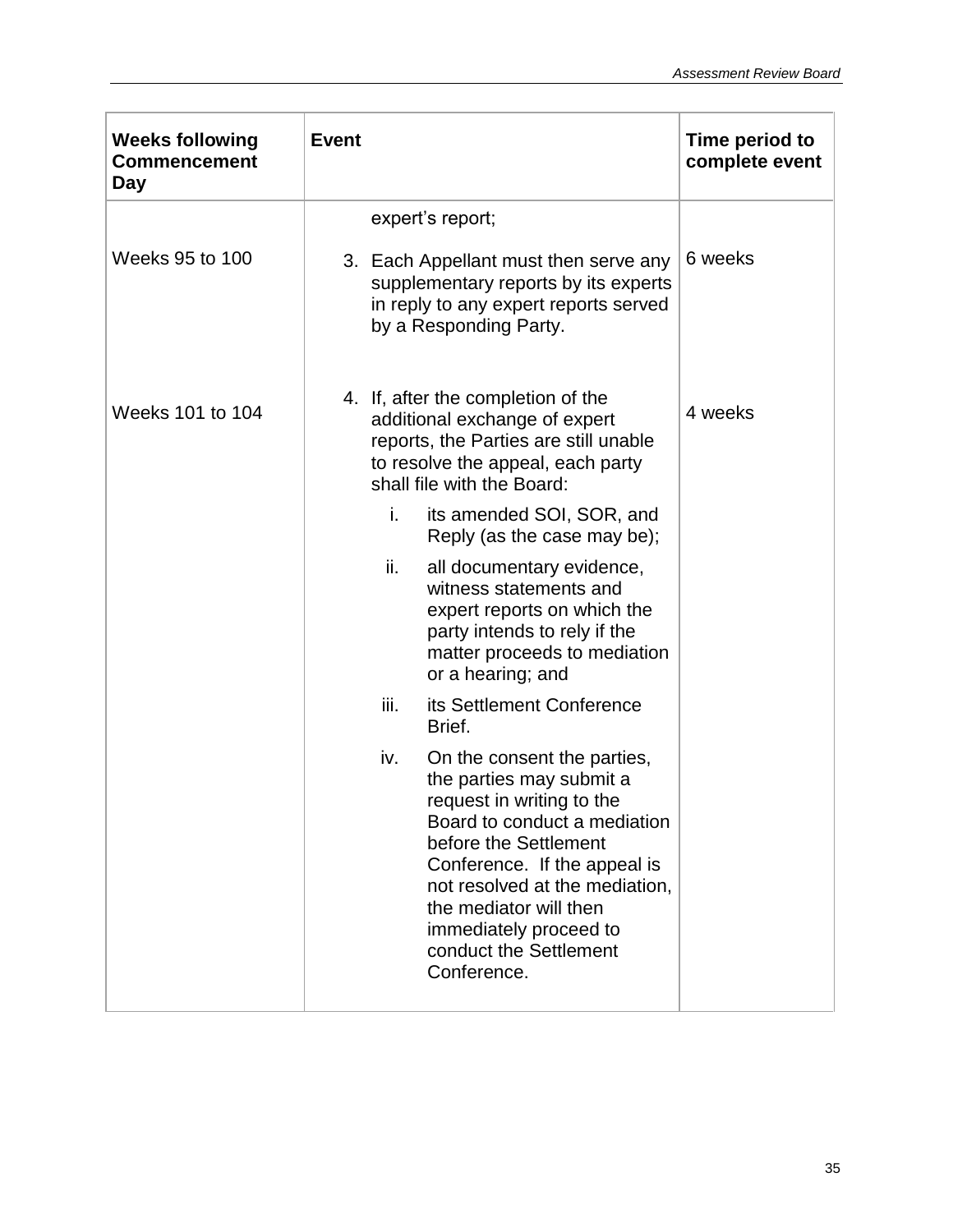| Weeks following Commencement Day | Event | Time period to complete event |
|---|---|---|
| | expert's report; | |
| Weeks 95 to 100 | 3. Each Appellant must then serve any supplementary reports by its experts in reply to any expert reports served by a Responding Party. | 6 weeks |
| Weeks 101 to 104 | 4. If, after the completion of the additional exchange of expert reports, the Parties are still unable to resolve the appeal, each party shall file with the Board:<br>i. its amended SOI, SOR, and Reply (as the case may be);<br>ii. all documentary evidence, witness statements and expert reports on which the party intends to rely if the matter proceeds to mediation or a hearing; and<br>iii. its Settlement Conference Brief.<br>iv. On the consent the parties, the parties may submit a request in writing to the Board to conduct a mediation before the Settlement Conference. If the appeal is not resolved at the mediation, the mediator will then immediately proceed to conduct the Settlement Conference. | 4 weeks |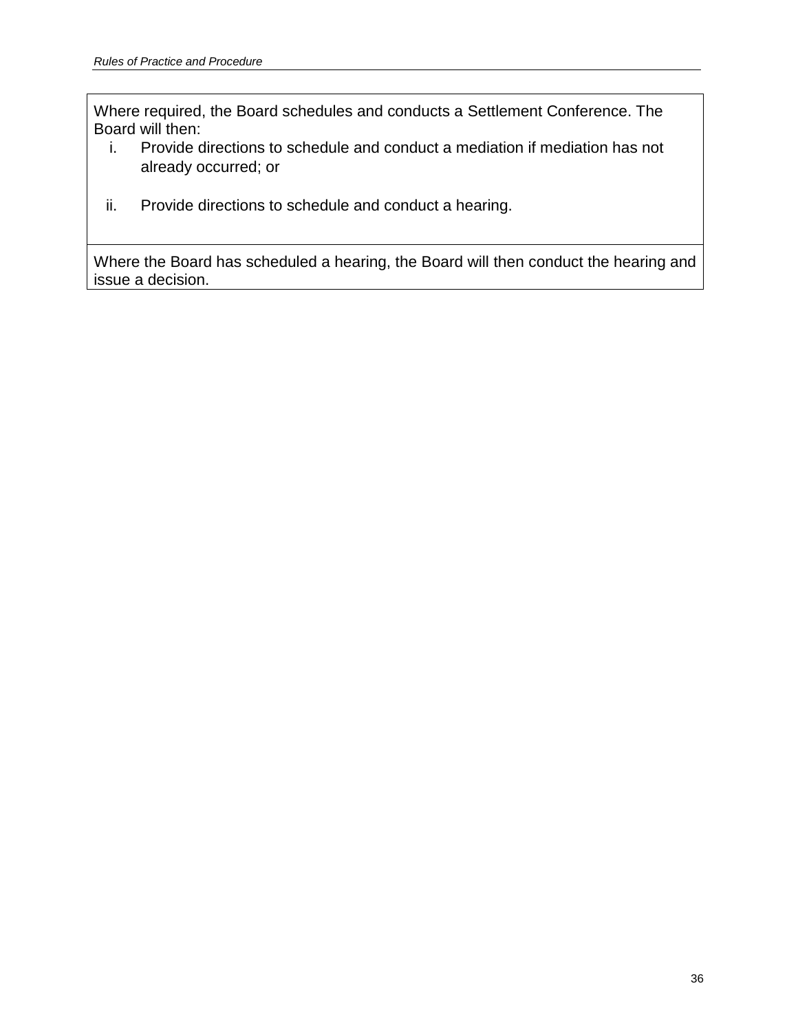| Where required, the Board schedules and conducts a Settlement Conference. The Board will then:<br>i. Provide directions to schedule and conduct a mediation if mediation has not already occurred; or<br>ii. Provide directions to schedule and conduct a hearing. |
| --- |
| Where the Board has scheduled a hearing, the Board will then conduct the hearing and issue a decision. |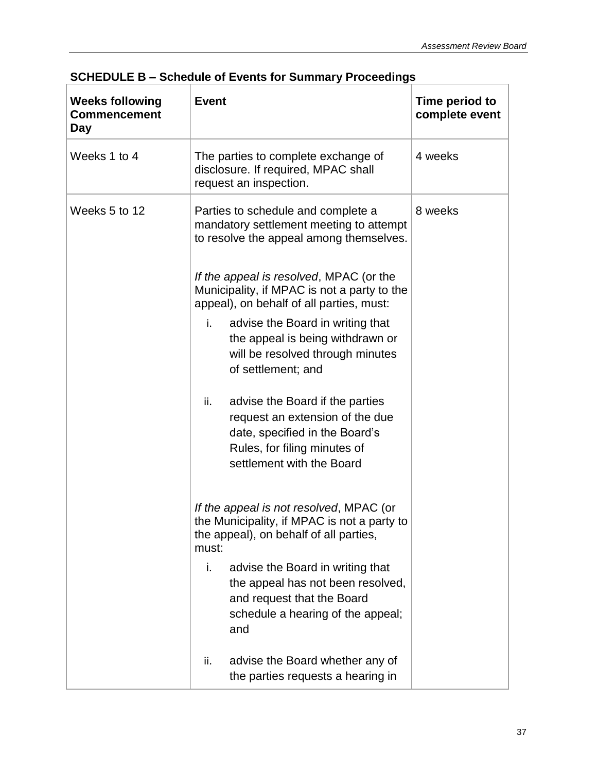## SCHEDULE B – Schedule of Events for Summary Proceedings

| Weeks following Commencement Day | Event | Time period to complete event |
|---|---|---|
| Weeks 1 to 4 | The parties to complete exchange of disclosure. If required, MPAC shall request an inspection. | 4 weeks |
| Weeks 5 to 12 | Parties to schedule and complete a mandatory settlement meeting to attempt to resolve the appeal among themselves.<br><br>*If the appeal is resolved*, MPAC (or the Municipality, if MPAC is not a party to the appeal), on behalf of all parties, must:<br><br>i. advise the Board in writing that the appeal is being withdrawn or will be resolved through minutes of settlement; and<br><br>ii. advise the Board if the parties request an extension of the due date, specified in the Board's Rules, for filing minutes of settlement with the Board<br><br>*If the appeal is not resolved*, MPAC (or the Municipality, if MPAC is not a party to the appeal), on behalf of all parties, must:<br><br>i. advise the Board in writing that the appeal has not been resolved, and request that the Board schedule a hearing of the appeal; and<br><br>ii. advise the Board whether any of the parties requests a hearing in | 8 weeks |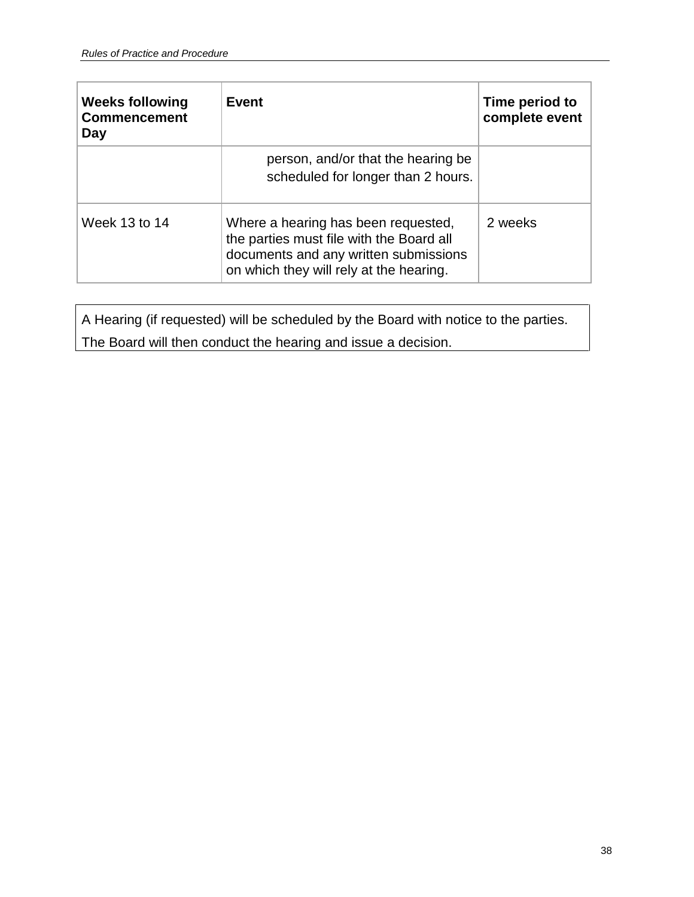| Weeks following Commencement Day | Event | Time period to complete event |
|---|---|---|
| | person, and/or that the hearing be scheduled for longer than 2 hours. | |
| Week 13 to 14 | Where a hearing has been requested, the parties must file with the Board all documents and any written submissions on which they will rely at the hearing. | 2 weeks |

A Hearing (if requested) will be scheduled by the Board with notice to the parties.

The Board will then conduct the hearing and issue a decision.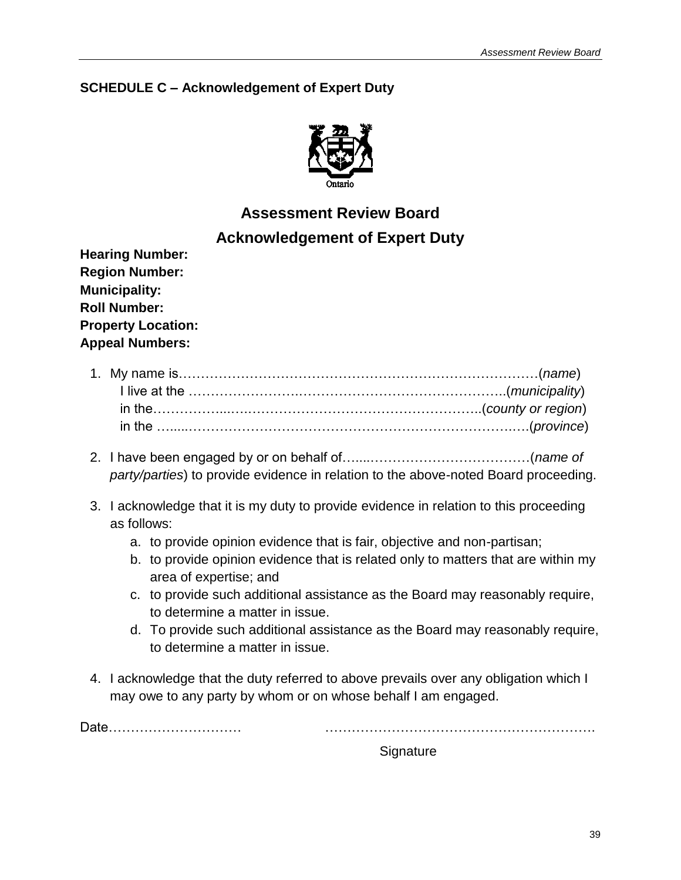## SCHEDULE C – Acknowledgement of Expert Duty

Ontario

# Assessment Review Board

# Acknowledgement of Expert Duty

**Hearing Number:**
**Region Number:**
**Municipality:**
**Roll Number:**
**Property Location:**
**Appeal Numbers:**

1. My name is…………………………………………………………………………(*name*)
   I live at the …………………….……………………….…………….………..(*municipality*)
   in the……………...….…………………………………………………..(*county or region*)
   in the …....……………………………………………………………….….(*province*)

2. I have been engaged by or on behalf of….....………………………………(*name of party/parties*) to provide evidence in relation to the above-noted Board proceeding.

3. I acknowledge that it is my duty to provide evidence in relation to this proceeding as follows:
   a. to provide opinion evidence that is fair, objective and non-partisan;
   b. to provide opinion evidence that is related only to matters that are within my area of expertise; and
   c. to provide such additional assistance as the Board may reasonably require, to determine a matter in issue.
   d. To provide such additional assistance as the Board may reasonably require, to determine a matter in issue.

4. I acknowledge that the duty referred to above prevails over any obligation which I may owe to any party by whom or on whose behalf I am engaged.

Date…………………….…… ………………………………………………….

Signature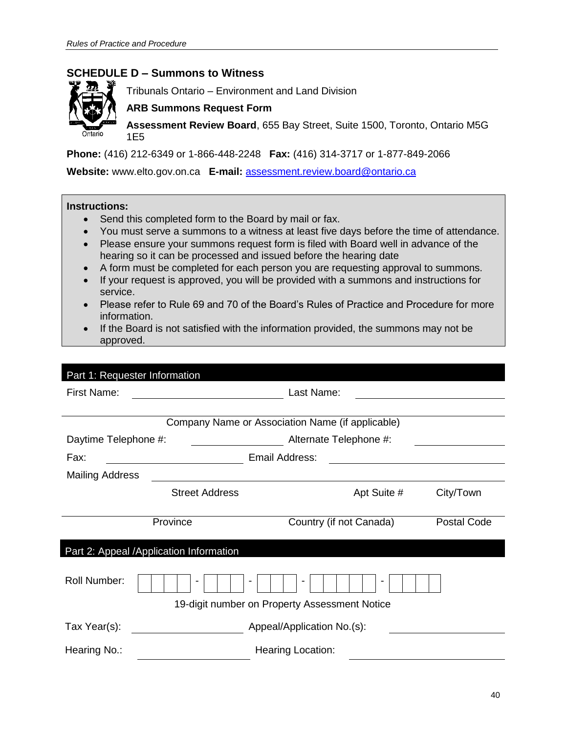## SCHEDULE D – Summons to Witness

Tribunals Ontario – Environment and Land Division

**ARB Summons Request Form**

**Assessment Review Board**, 655 Bay Street, Suite 1500, Toronto, Ontario M5G 1E5

**Phone:** (416) 212-6349 or 1-866-448-2248 **Fax:** (416) 314-3717 or 1-877-849-2066

**Website:** www.elto.gov.on.ca **E-mail:** assessment.review.board@ontario.ca

**Instructions:**

- Send this completed form to the Board by mail or fax.
- You must serve a summons to a witness at least five days before the time of attendance.
- Please ensure your summons request form is filed with Board well in advance of the hearing so it can be processed and issued before the hearing date
- A form must be completed for each person you are requesting approval to summons.
- If your request is approved, you will be provided with a summons and instructions for service.
- Please refer to Rule 69 and 70 of the Board's Rules of Practice and Procedure for more information.
- If the Board is not satisfied with the information provided, the summons may not be approved.

### Part 1: Requester Information

First Name: ____________________ Last Name: ____________________

____________________

Company Name or Association Name (if applicable)

Daytime Telephone #: ____________ Alternate Telephone #: ____________

Fax: ____________ Email Address: ____________________

Mailing Address ________________________________________

Street Address | Apt Suite # | City/Town

________________________________________

Province | Country (if not Canada) | Postal Code

### Part 2: Appeal /Application Information

Roll Number: [ | | | ] - [ | | ] - [ | | ] - [ | | | | ] - [ | | | ]

19-digit number on Property Assessment Notice

Tax Year(s): ____________ Appeal/Application No.(s): ____________

Hearing No.: ____________ Hearing Location: ____________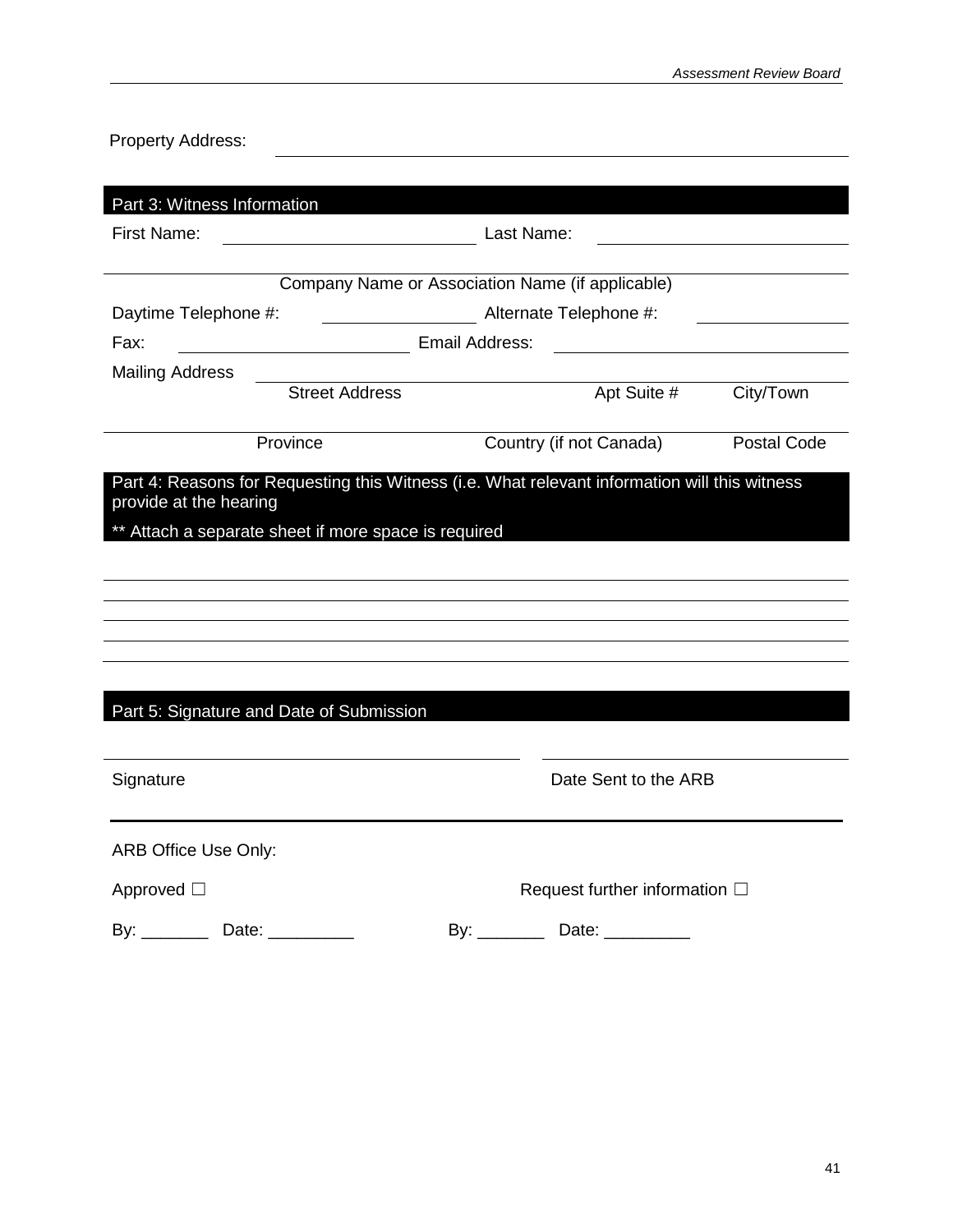Property Address: ______________________________________________

## Part 3: Witness Information

First Name: ______________________ Last Name: ______________________

______________________________________________
Company Name or Association Name (if applicable)

Daytime Telephone #: ______________ Alternate Telephone #: ______________

Fax: ______________________ Email Address: ______________________

Mailing Address ______________________________________________

Street Address | Apt Suite # | City/Town

______________________________________________

Province | Country (if not Canada) | Postal Code

## Part 4: Reasons for Requesting this Witness (i.e. What relevant information will this witness provide at the hearing

** Attach a separate sheet if more space is required

______________________________________________

______________________________________________

______________________________________________

______________________________________________

______________________________________________

## Part 5: Signature and Date of Submission

______________________________ ______________________________

Signature Date Sent to the ARB

---

ARB Office Use Only:

Approved ☐ Request further information ☐

By: _______ Date: _________ By: _______ Date: _________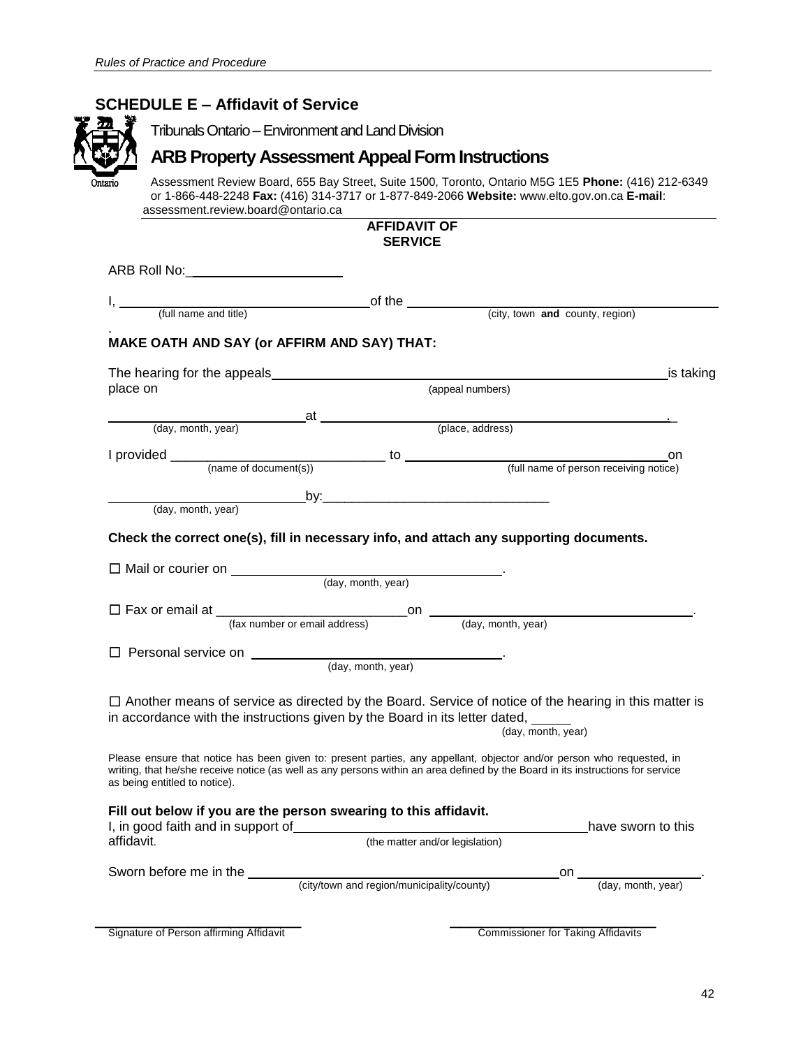## SCHEDULE E – Affidavit of Service

Tribunals Ontario – Environment and Land Division

### ARB Property Assessment Appeal Form Instructions

Assessment Review Board, 655 Bay Street, Suite 1500, Toronto, Ontario M5G 1E5 **Phone:** (416) 212-6349 or 1-866-448-2248 **Fax:** (416) 314-3717 or 1-877-849-2066 **Website:** www.elto.gov.on.ca **E-mail**: assessment.review.board@ontario.ca

**AFFIDAVIT OF SERVICE**

ARB Roll No:\_\_\_\_\_\_\_\_\_\_\_\_\_\_\_\_\_\_\_\_

I, \_\_\_\_\_\_\_\_\_\_\_\_\_\_\_\_\_\_\_\_\_\_\_\_\_\_\_\_ of the \_\_\_\_\_\_\_\_\_\_\_\_\_\_\_\_\_\_\_\_\_\_\_\_\_\_\_\_
(full name and title) (city, town **and** county, region)

**MAKE OATH AND SAY (or AFFIRM AND SAY) THAT:**

The hearing for the appeals \_\_\_\_\_\_\_\_\_\_\_\_\_\_\_\_\_\_\_\_\_\_\_\_\_\_\_\_ is taking place on
(appeal numbers)

\_\_\_\_\_\_\_\_\_\_\_\_\_\_\_\_\_\_\_\_ at \_\_\_\_\_\_\_\_\_\_\_\_\_\_\_\_\_\_\_\_\_\_\_\_\_\_\_\_.
(day, month, year) (place, address)

I provided \_\_\_\_\_\_\_\_\_\_\_\_\_\_\_\_\_\_\_\_ to \_\_\_\_\_\_\_\_\_\_\_\_\_\_\_\_\_\_\_\_\_\_\_\_\_\_\_\_ on
(name of document(s)) (full name of person receiving notice)

\_\_\_\_\_\_\_\_\_\_\_\_\_\_\_\_\_\_\_\_ by:\_\_\_\_\_\_\_\_\_\_\_\_\_\_\_\_\_\_\_\_\_\_\_\_\_\_\_\_
(day, month, year)

**Check the correct one(s), fill in necessary info, and attach any supporting documents.**

☐ Mail or courier on \_\_\_\_\_\_\_\_\_\_\_\_\_\_\_\_\_\_\_\_.
(day, month, year)

☐ Fax or email at \_\_\_\_\_\_\_\_\_\_\_\_\_\_\_\_\_\_\_\_ on \_\_\_\_\_\_\_\_\_\_\_\_\_\_\_\_\_\_\_\_.
(fax number or email address) (day, month, year)

☐ Personal service on \_\_\_\_\_\_\_\_\_\_\_\_\_\_\_\_\_\_\_\_.
(day, month, year)

☐ Another means of service as directed by the Board. Service of notice of the hearing in this matter is in accordance with the instructions given by the Board in its letter dated, \_\_\_\_\_
(day, month, year)

Please ensure that notice has been given to: present parties, any appellant, objector and/or person who requested, in writing, that he/she receive notice (as well as any persons within an area defined by the Board in its instructions for service as being entitled to notice).

**Fill out below if you are the person swearing to this affidavit.**

I, in good faith and in support of \_\_\_\_\_\_\_\_\_\_\_\_\_\_\_\_\_\_\_\_\_\_\_\_\_\_\_\_ have sworn to this affidavit.
(the matter and/or legislation)

Sworn before me in the \_\_\_\_\_\_\_\_\_\_\_\_\_\_\_\_\_\_\_\_\_\_\_\_\_\_\_\_ on \_\_\_\_\_\_\_\_\_\_\_\_\_\_\_\_.
(city/town and region/municipality/county) (day, month, year)

\_\_\_\_\_\_\_\_\_\_\_\_\_\_\_\_\_\_\_\_\_\_\_\_\_\_\_\_ \_\_\_\_\_\_\_\_\_\_\_\_\_\_\_\_\_\_\_\_\_\_\_\_\_\_\_\_
Signature of Person affirming Affidavit Commissioner for Taking Affidavits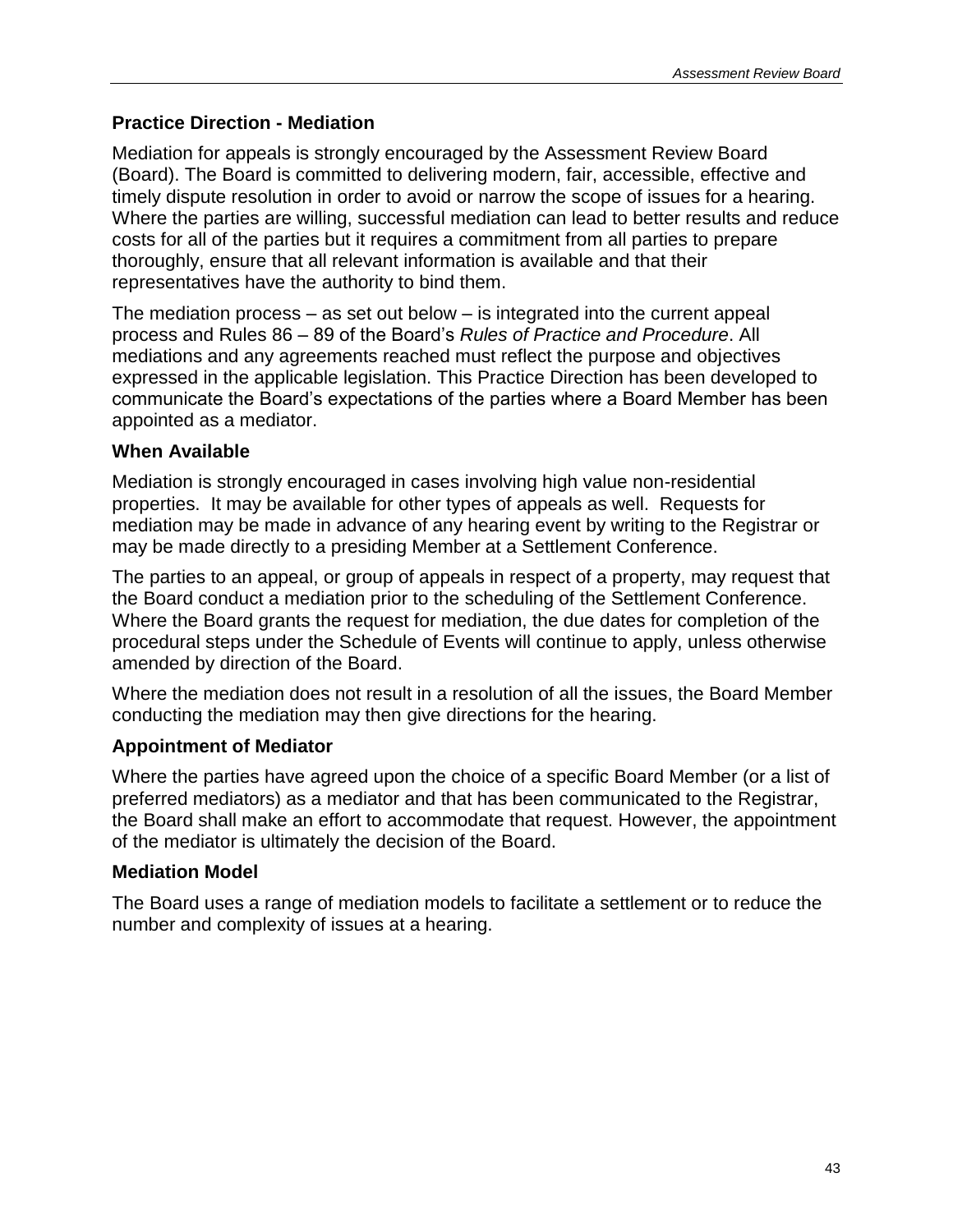## Practice Direction - Mediation

Mediation for appeals is strongly encouraged by the Assessment Review Board (Board). The Board is committed to delivering modern, fair, accessible, effective and timely dispute resolution in order to avoid or narrow the scope of issues for a hearing. Where the parties are willing, successful mediation can lead to better results and reduce costs for all of the parties but it requires a commitment from all parties to prepare thoroughly, ensure that all relevant information is available and that their representatives have the authority to bind them.

The mediation process – as set out below – is integrated into the current appeal process and Rules 86 – 89 of the Board's *Rules of Practice and Procedure*. All mediations and any agreements reached must reflect the purpose and objectives expressed in the applicable legislation. This Practice Direction has been developed to communicate the Board's expectations of the parties where a Board Member has been appointed as a mediator.

### When Available

Mediation is strongly encouraged in cases involving high value non-residential properties. It may be available for other types of appeals as well. Requests for mediation may be made in advance of any hearing event by writing to the Registrar or may be made directly to a presiding Member at a Settlement Conference.

The parties to an appeal, or group of appeals in respect of a property, may request that the Board conduct a mediation prior to the scheduling of the Settlement Conference. Where the Board grants the request for mediation, the due dates for completion of the procedural steps under the Schedule of Events will continue to apply, unless otherwise amended by direction of the Board.

Where the mediation does not result in a resolution of all the issues, the Board Member conducting the mediation may then give directions for the hearing.

### Appointment of Mediator

Where the parties have agreed upon the choice of a specific Board Member (or a list of preferred mediators) as a mediator and that has been communicated to the Registrar, the Board shall make an effort to accommodate that request. However, the appointment of the mediator is ultimately the decision of the Board.

### Mediation Model

The Board uses a range of mediation models to facilitate a settlement or to reduce the number and complexity of issues at a hearing.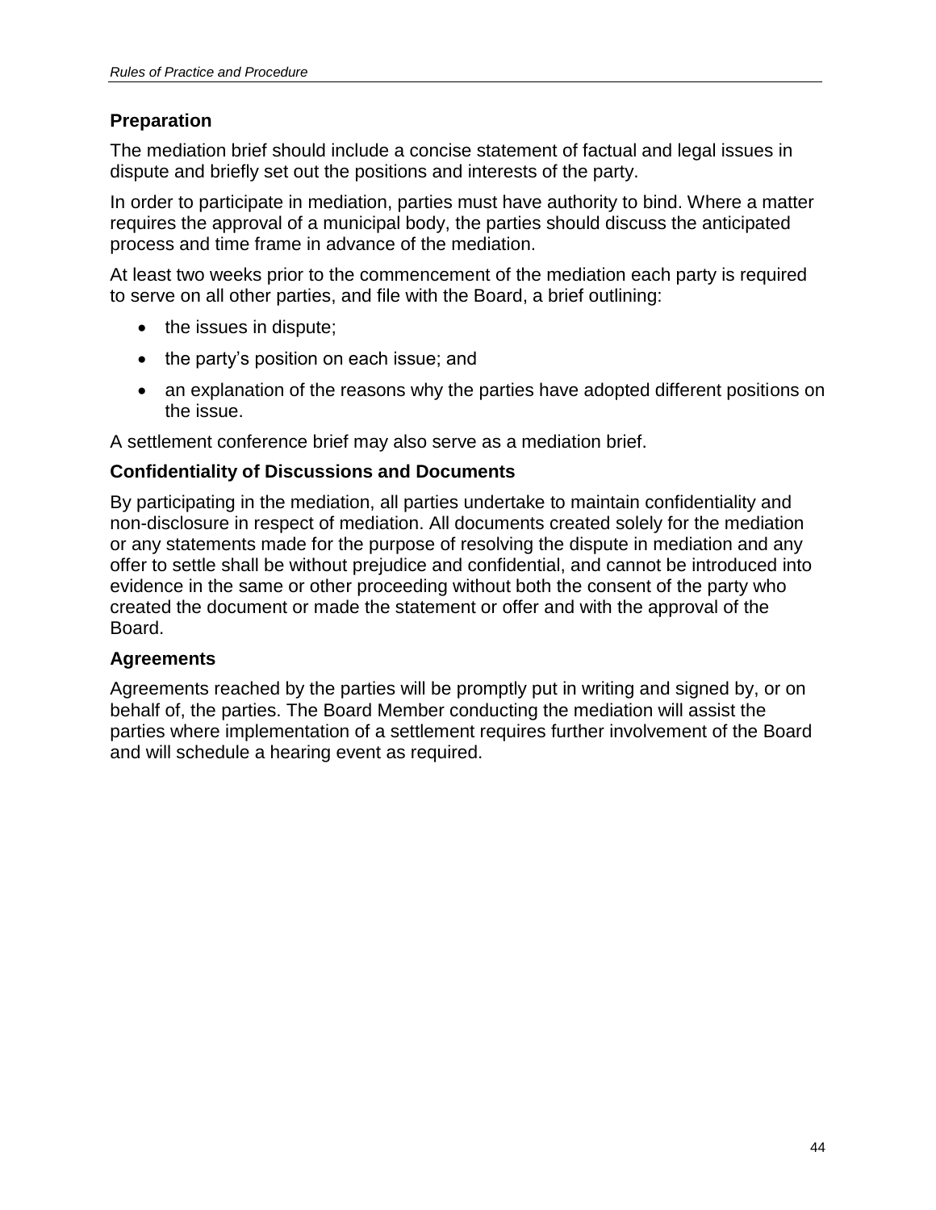### Preparation

The mediation brief should include a concise statement of factual and legal issues in dispute and briefly set out the positions and interests of the party.

In order to participate in mediation, parties must have authority to bind. Where a matter requires the approval of a municipal body, the parties should discuss the anticipated process and time frame in advance of the mediation.

At least two weeks prior to the commencement of the mediation each party is required to serve on all other parties, and file with the Board, a brief outlining:

- the issues in dispute;
- the party's position on each issue; and
- an explanation of the reasons why the parties have adopted different positions on the issue.

A settlement conference brief may also serve as a mediation brief.

### Confidentiality of Discussions and Documents

By participating in the mediation, all parties undertake to maintain confidentiality and non-disclosure in respect of mediation. All documents created solely for the mediation or any statements made for the purpose of resolving the dispute in mediation and any offer to settle shall be without prejudice and confidential, and cannot be introduced into evidence in the same or other proceeding without both the consent of the party who created the document or made the statement or offer and with the approval of the Board.

### Agreements

Agreements reached by the parties will be promptly put in writing and signed by, or on behalf of, the parties. The Board Member conducting the mediation will assist the parties where implementation of a settlement requires further involvement of the Board and will schedule a hearing event as required.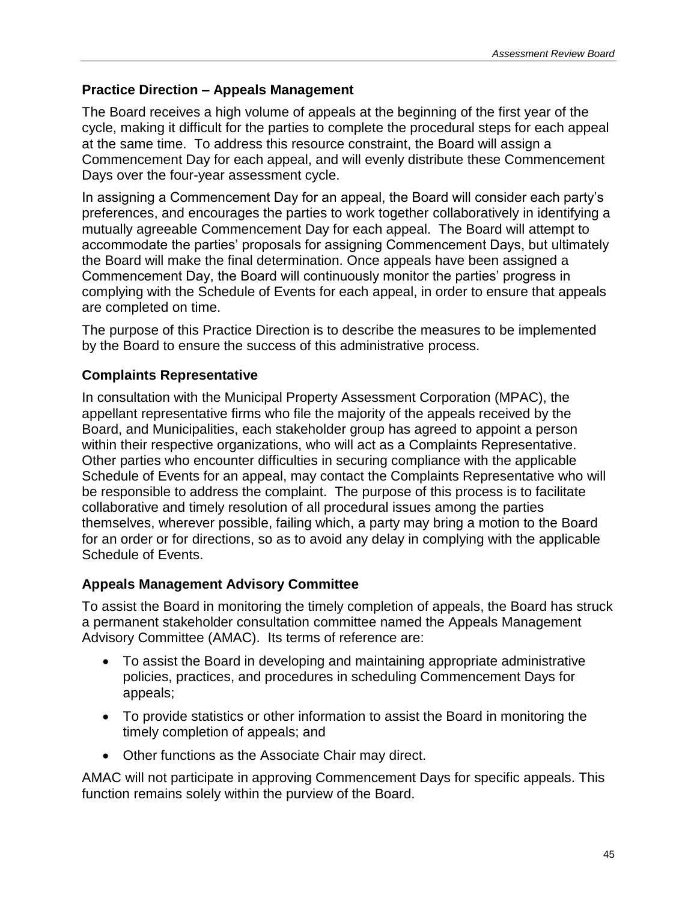## Practice Direction – Appeals Management

The Board receives a high volume of appeals at the beginning of the first year of the cycle, making it difficult for the parties to complete the procedural steps for each appeal at the same time. To address this resource constraint, the Board will assign a Commencement Day for each appeal, and will evenly distribute these Commencement Days over the four-year assessment cycle.

In assigning a Commencement Day for an appeal, the Board will consider each party's preferences, and encourages the parties to work together collaboratively in identifying a mutually agreeable Commencement Day for each appeal. The Board will attempt to accommodate the parties' proposals for assigning Commencement Days, but ultimately the Board will make the final determination. Once appeals have been assigned a Commencement Day, the Board will continuously monitor the parties' progress in complying with the Schedule of Events for each appeal, in order to ensure that appeals are completed on time.

The purpose of this Practice Direction is to describe the measures to be implemented by the Board to ensure the success of this administrative process.

### Complaints Representative

In consultation with the Municipal Property Assessment Corporation (MPAC), the appellant representative firms who file the majority of the appeals received by the Board, and Municipalities, each stakeholder group has agreed to appoint a person within their respective organizations, who will act as a Complaints Representative. Other parties who encounter difficulties in securing compliance with the applicable Schedule of Events for an appeal, may contact the Complaints Representative who will be responsible to address the complaint. The purpose of this process is to facilitate collaborative and timely resolution of all procedural issues among the parties themselves, wherever possible, failing which, a party may bring a motion to the Board for an order or for directions, so as to avoid any delay in complying with the applicable Schedule of Events.

### Appeals Management Advisory Committee

To assist the Board in monitoring the timely completion of appeals, the Board has struck a permanent stakeholder consultation committee named the Appeals Management Advisory Committee (AMAC). Its terms of reference are:

- To assist the Board in developing and maintaining appropriate administrative policies, practices, and procedures in scheduling Commencement Days for appeals;
- To provide statistics or other information to assist the Board in monitoring the timely completion of appeals; and
- Other functions as the Associate Chair may direct.

AMAC will not participate in approving Commencement Days for specific appeals. This function remains solely within the purview of the Board.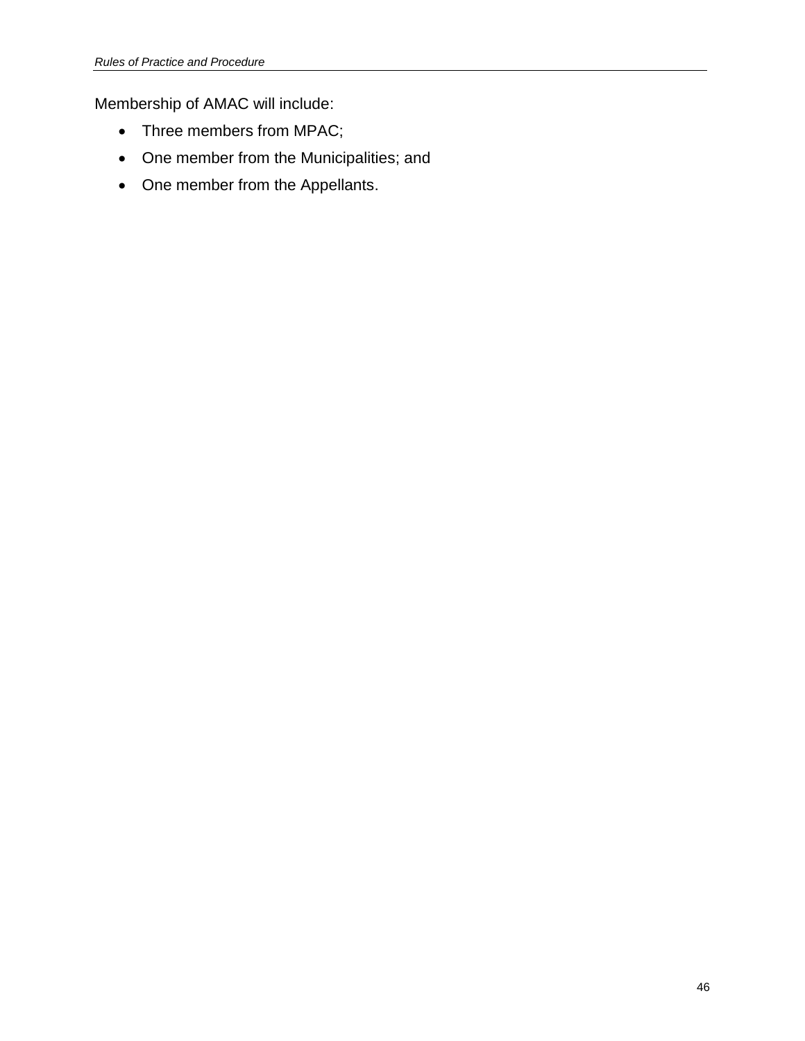Membership of AMAC will include:

- Three members from MPAC;
- One member from the Municipalities; and
- One member from the Appellants.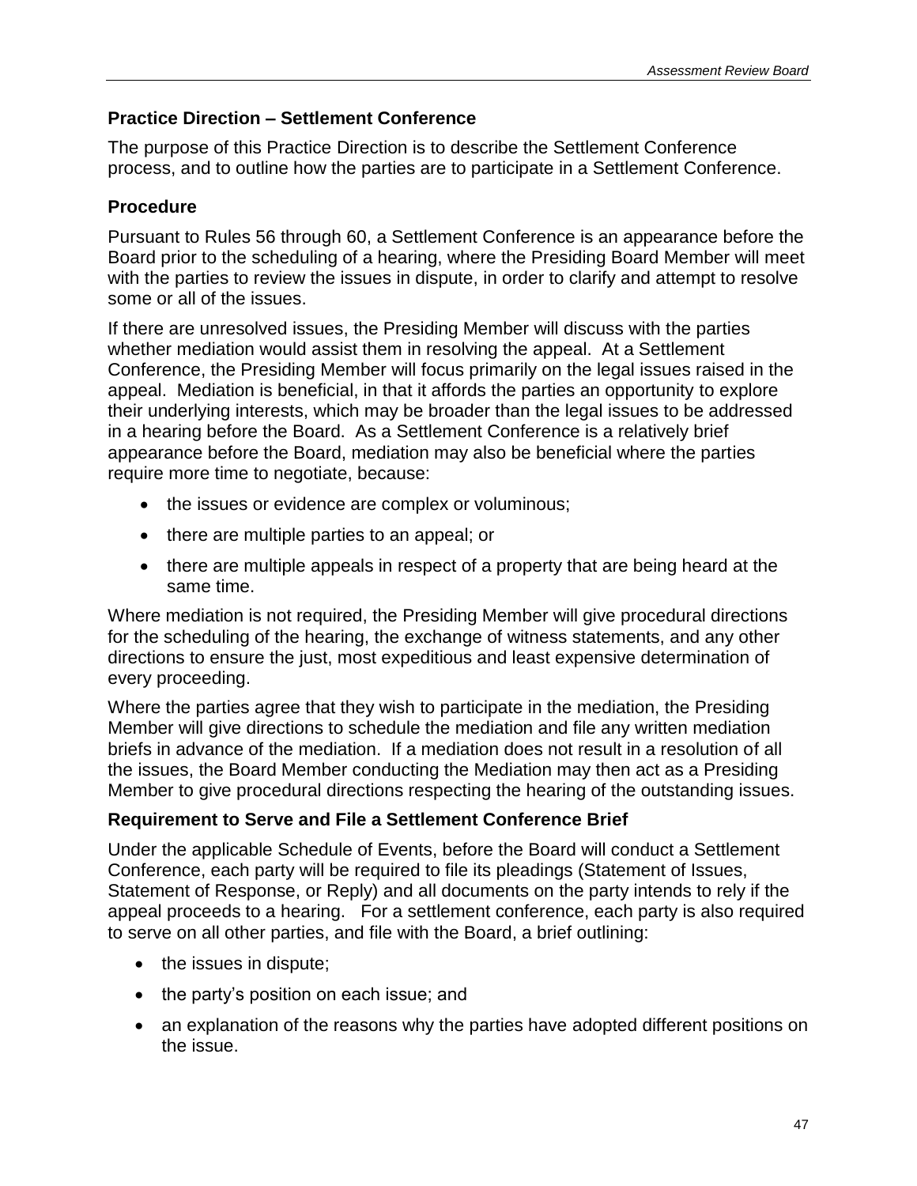## Practice Direction – Settlement Conference

The purpose of this Practice Direction is to describe the Settlement Conference process, and to outline how the parties are to participate in a Settlement Conference.

### Procedure

Pursuant to Rules 56 through 60, a Settlement Conference is an appearance before the Board prior to the scheduling of a hearing, where the Presiding Board Member will meet with the parties to review the issues in dispute, in order to clarify and attempt to resolve some or all of the issues.

If there are unresolved issues, the Presiding Member will discuss with the parties whether mediation would assist them in resolving the appeal. At a Settlement Conference, the Presiding Member will focus primarily on the legal issues raised in the appeal. Mediation is beneficial, in that it affords the parties an opportunity to explore their underlying interests, which may be broader than the legal issues to be addressed in a hearing before the Board. As a Settlement Conference is a relatively brief appearance before the Board, mediation may also be beneficial where the parties require more time to negotiate, because:

- the issues or evidence are complex or voluminous;
- there are multiple parties to an appeal; or
- there are multiple appeals in respect of a property that are being heard at the same time.

Where mediation is not required, the Presiding Member will give procedural directions for the scheduling of the hearing, the exchange of witness statements, and any other directions to ensure the just, most expeditious and least expensive determination of every proceeding.

Where the parties agree that they wish to participate in the mediation, the Presiding Member will give directions to schedule the mediation and file any written mediation briefs in advance of the mediation. If a mediation does not result in a resolution of all the issues, the Board Member conducting the Mediation may then act as a Presiding Member to give procedural directions respecting the hearing of the outstanding issues.

### Requirement to Serve and File a Settlement Conference Brief

Under the applicable Schedule of Events, before the Board will conduct a Settlement Conference, each party will be required to file its pleadings (Statement of Issues, Statement of Response, or Reply) and all documents on the party intends to rely if the appeal proceeds to a hearing. For a settlement conference, each party is also required to serve on all other parties, and file with the Board, a brief outlining:

- the issues in dispute;
- the party's position on each issue; and
- an explanation of the reasons why the parties have adopted different positions on the issue.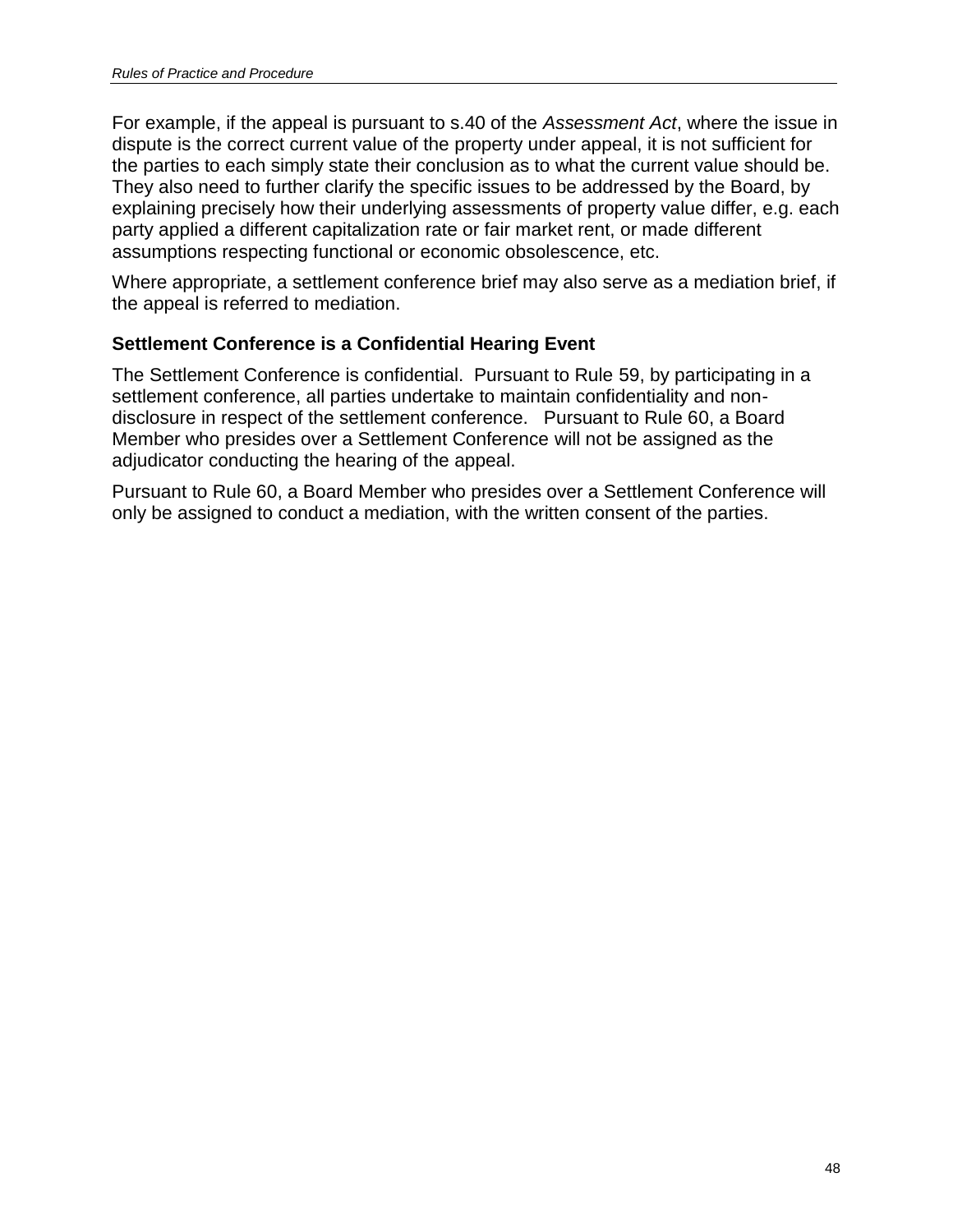For example, if the appeal is pursuant to s.40 of the *Assessment Act*, where the issue in dispute is the correct current value of the property under appeal, it is not sufficient for the parties to each simply state their conclusion as to what the current value should be. They also need to further clarify the specific issues to be addressed by the Board, by explaining precisely how their underlying assessments of property value differ, e.g. each party applied a different capitalization rate or fair market rent, or made different assumptions respecting functional or economic obsolescence, etc.

Where appropriate, a settlement conference brief may also serve as a mediation brief, if the appeal is referred to mediation.

### Settlement Conference is a Confidential Hearing Event

The Settlement Conference is confidential. Pursuant to Rule 59, by participating in a settlement conference, all parties undertake to maintain confidentiality and non-disclosure in respect of the settlement conference. Pursuant to Rule 60, a Board Member who presides over a Settlement Conference will not be assigned as the adjudicator conducting the hearing of the appeal.

Pursuant to Rule 60, a Board Member who presides over a Settlement Conference will only be assigned to conduct a mediation, with the written consent of the parties.